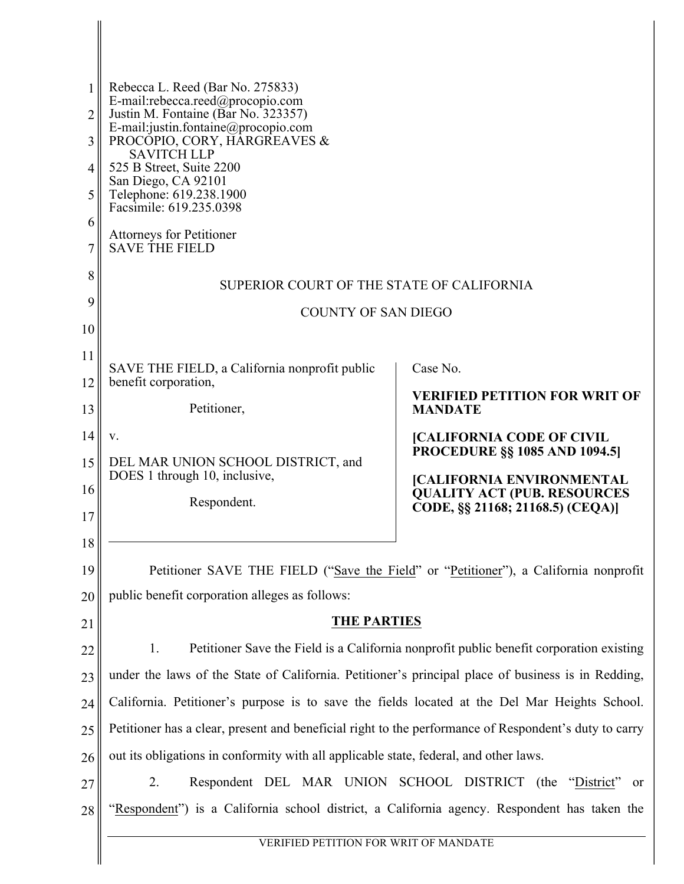Rebecca L. Reed (Bar No. 275833)
E-mail:rebecca.reed@procopio.com
Justin M. Fontaine (Bar No. 323357)
E-mail:justin.fontaine@procopio.com
PROCOPIO, CORY, HARGREAVES &
SAVITCH LLP
525 B Street, Suite 2200
San Diego, CA 92101
Telephone: 619.238.1900
Facsimile: 619.235.0398

Attorneys for Petitioner
SAVE THE FIELD

SUPERIOR COURT OF THE STATE OF CALIFORNIA

COUNTY OF SAN DIEGO

| | |
|---|---|
| SAVE THE FIELD, a California nonprofit public benefit corporation,<br><br>Petitioner,<br><br>v.<br><br>DEL MAR UNION SCHOOL DISTRICT, and DOES 1 through 10, inclusive,<br><br>Respondent. | Case No.<br><br>**VERIFIED PETITION FOR WRIT OF MANDATE**<br><br>**[CALIFORNIA CODE OF CIVIL PROCEDURE §§ 1085 AND 1094.5]**<br><br>**[CALIFORNIA ENVIRONMENTAL QUALITY ACT (PUB. RESOURCES CODE, §§ 21168; 21168.5) (CEQA)]** |

Petitioner SAVE THE FIELD ("Save the Field" or "Petitioner"), a California nonprofit public benefit corporation alleges as follows:

**THE PARTIES**

1. Petitioner Save the Field is a California nonprofit public benefit corporation existing under the laws of the State of California. Petitioner's principal place of business is in Redding, California. Petitioner's purpose is to save the fields located at the Del Mar Heights School. Petitioner has a clear, present and beneficial right to the performance of Respondent's duty to carry out its obligations in conformity with all applicable state, federal, and other laws.

2. Respondent DEL MAR UNION SCHOOL DISTRICT (the "District" or "Respondent") is a California school district, a California agency. Respondent has taken the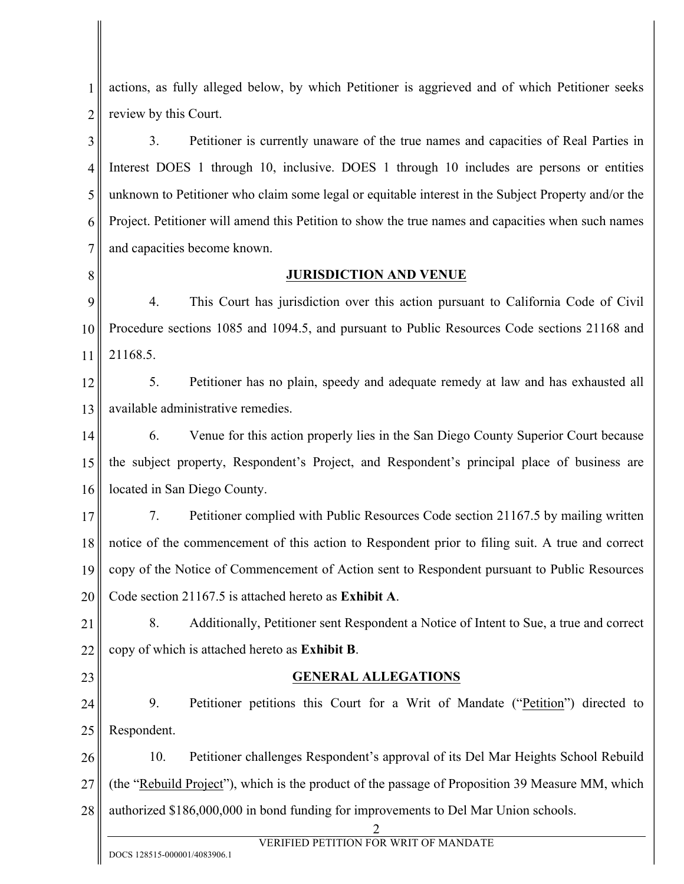actions, as fully alleged below, by which Petitioner is aggrieved and of which Petitioner seeks review by this Court.

3. Petitioner is currently unaware of the true names and capacities of Real Parties in Interest DOES 1 through 10, inclusive. DOES 1 through 10 includes are persons or entities unknown to Petitioner who claim some legal or equitable interest in the Subject Property and/or the Project. Petitioner will amend this Petition to show the true names and capacities when such names and capacities become known.

## JURISDICTION AND VENUE

4. This Court has jurisdiction over this action pursuant to California Code of Civil Procedure sections 1085 and 1094.5, and pursuant to Public Resources Code sections 21168 and 21168.5.

5. Petitioner has no plain, speedy and adequate remedy at law and has exhausted all available administrative remedies.

6. Venue for this action properly lies in the San Diego County Superior Court because the subject property, Respondent's Project, and Respondent's principal place of business are located in San Diego County.

7. Petitioner complied with Public Resources Code section 21167.5 by mailing written notice of the commencement of this action to Respondent prior to filing suit. A true and correct copy of the Notice of Commencement of Action sent to Respondent pursuant to Public Resources Code section 21167.5 is attached hereto as **Exhibit A**.

8. Additionally, Petitioner sent Respondent a Notice of Intent to Sue, a true and correct copy of which is attached hereto as **Exhibit B**.

## GENERAL ALLEGATIONS

9. Petitioner petitions this Court for a Writ of Mandate ("Petition") directed to Respondent.

10. Petitioner challenges Respondent's approval of its Del Mar Heights School Rebuild (the "Rebuild Project"), which is the product of the passage of Proposition 39 Measure MM, which authorized $186,000,000 in bond funding for improvements to Del Mar Union schools.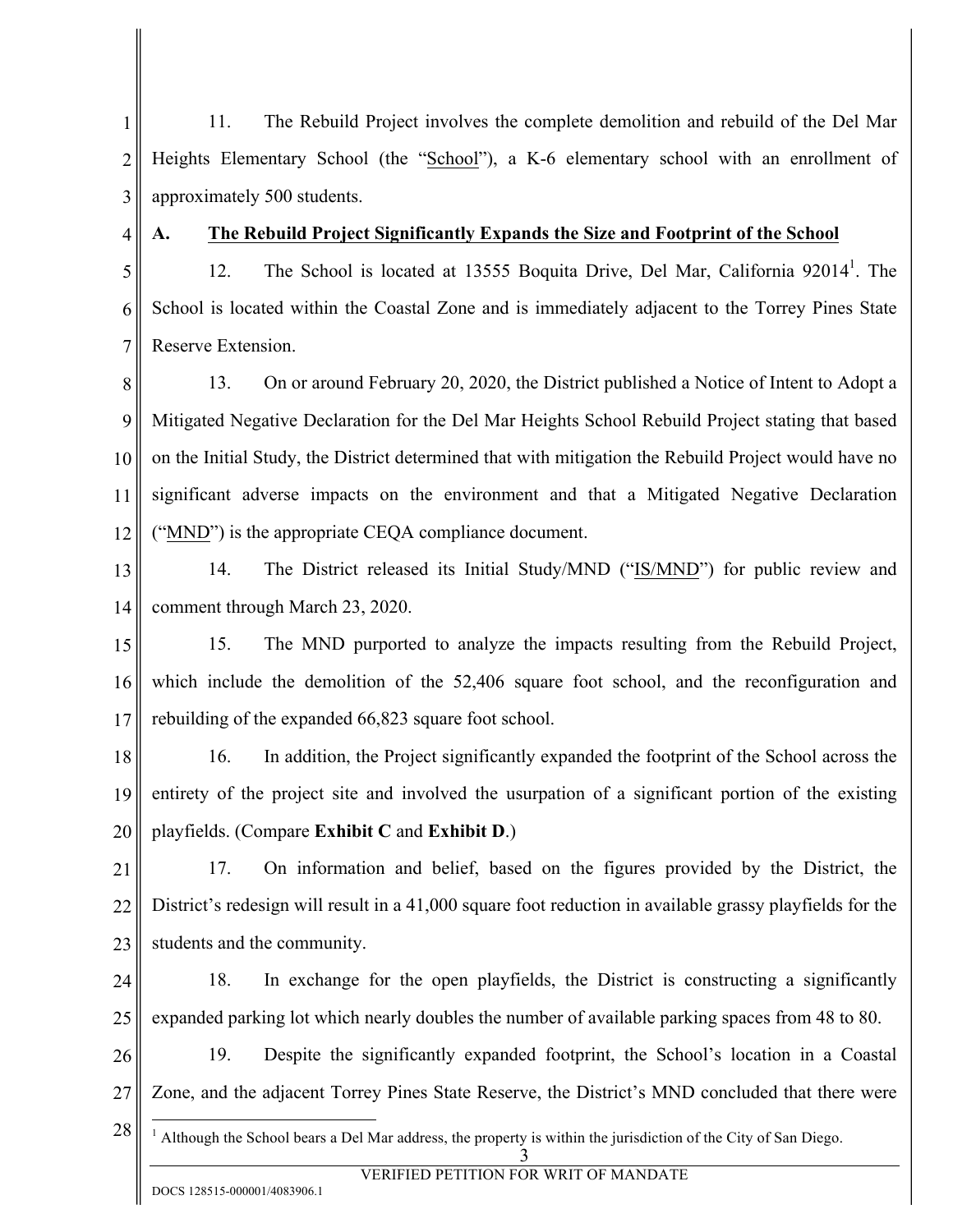11. The Rebuild Project involves the complete demolition and rebuild of the Del Mar Heights Elementary School (the "School"), a K-6 elementary school with an enrollment of approximately 500 students.

### A. The Rebuild Project Significantly Expands the Size and Footprint of the School

12. The School is located at 13555 Boquita Drive, Del Mar, California 92014[1]. The School is located within the Coastal Zone and is immediately adjacent to the Torrey Pines State Reserve Extension.

13. On or around February 20, 2020, the District published a Notice of Intent to Adopt a Mitigated Negative Declaration for the Del Mar Heights School Rebuild Project stating that based on the Initial Study, the District determined that with mitigation the Rebuild Project would have no significant adverse impacts on the environment and that a Mitigated Negative Declaration ("MND") is the appropriate CEQA compliance document.

14. The District released its Initial Study/MND ("IS/MND") for public review and comment through March 23, 2020.

15. The MND purported to analyze the impacts resulting from the Rebuild Project, which include the demolition of the 52,406 square foot school, and the reconfiguration and rebuilding of the expanded 66,823 square foot school.

16. In addition, the Project significantly expanded the footprint of the School across the entirety of the project site and involved the usurpation of a significant portion of the existing playfields. (Compare **Exhibit C** and **Exhibit D**.)

17. On information and belief, based on the figures provided by the District, the District's redesign will result in a 41,000 square foot reduction in available grassy playfields for the students and the community.

18. In exchange for the open playfields, the District is constructing a significantly expanded parking lot which nearly doubles the number of available parking spaces from 48 to 80.

19. Despite the significantly expanded footprint, the School's location in a Coastal Zone, and the adjacent Torrey Pines State Reserve, the District's MND concluded that there were

---

[1] Although the School bears a Del Mar address, the property is within the jurisdiction of the City of San Diego.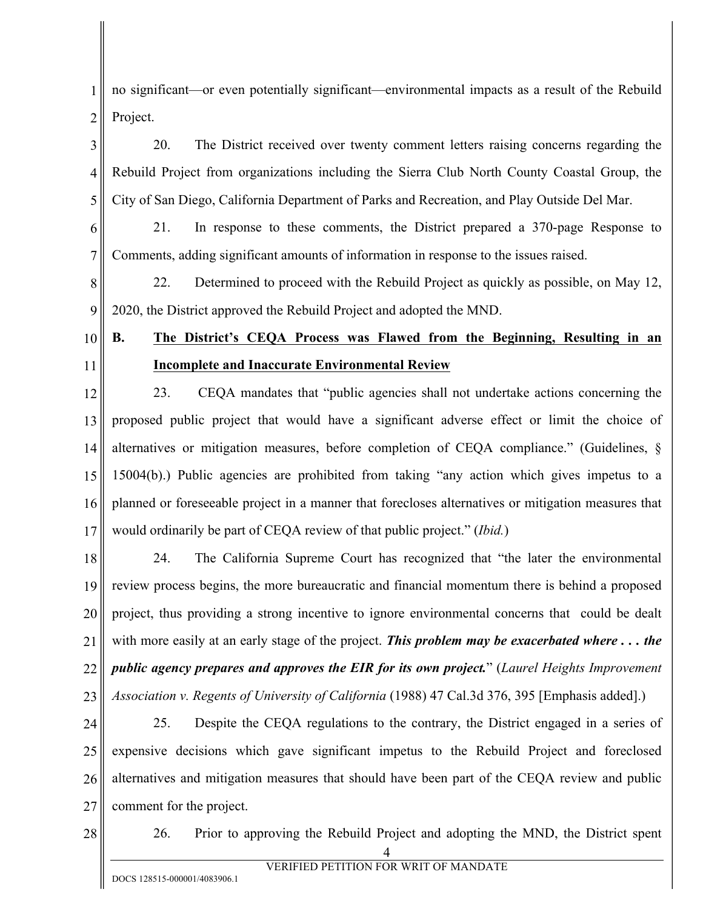no significant—or even potentially significant—environmental impacts as a result of the Rebuild Project.

20. The District received over twenty comment letters raising concerns regarding the Rebuild Project from organizations including the Sierra Club North County Coastal Group, the City of San Diego, California Department of Parks and Recreation, and Play Outside Del Mar.

21. In response to these comments, the District prepared a 370-page Response to Comments, adding significant amounts of information in response to the issues raised.

22. Determined to proceed with the Rebuild Project as quickly as possible, on May 12, 2020, the District approved the Rebuild Project and adopted the MND.

## B. The District's CEQA Process was Flawed from the Beginning, Resulting in an Incomplete and Inaccurate Environmental Review

23. CEQA mandates that "public agencies shall not undertake actions concerning the proposed public project that would have a significant adverse effect or limit the choice of alternatives or mitigation measures, before completion of CEQA compliance." (Guidelines, § 15004(b).) Public agencies are prohibited from taking "any action which gives impetus to a planned or foreseeable project in a manner that forecloses alternatives or mitigation measures that would ordinarily be part of CEQA review of that public project." (*Ibid.*)

24. The California Supreme Court has recognized that "the later the environmental review process begins, the more bureaucratic and financial momentum there is behind a proposed project, thus providing a strong incentive to ignore environmental concerns that could be dealt with more easily at an early stage of the project. ***This problem may be exacerbated where . . . the public agency prepares and approves the EIR for its own project.***" (*Laurel Heights Improvement Association v. Regents of University of California* (1988) 47 Cal.3d 376, 395 [Emphasis added].)

25. Despite the CEQA regulations to the contrary, the District engaged in a series of expensive decisions which gave significant impetus to the Rebuild Project and foreclosed alternatives and mitigation measures that should have been part of the CEQA review and public comment for the project.

26. Prior to approving the Rebuild Project and adopting the MND, the District spent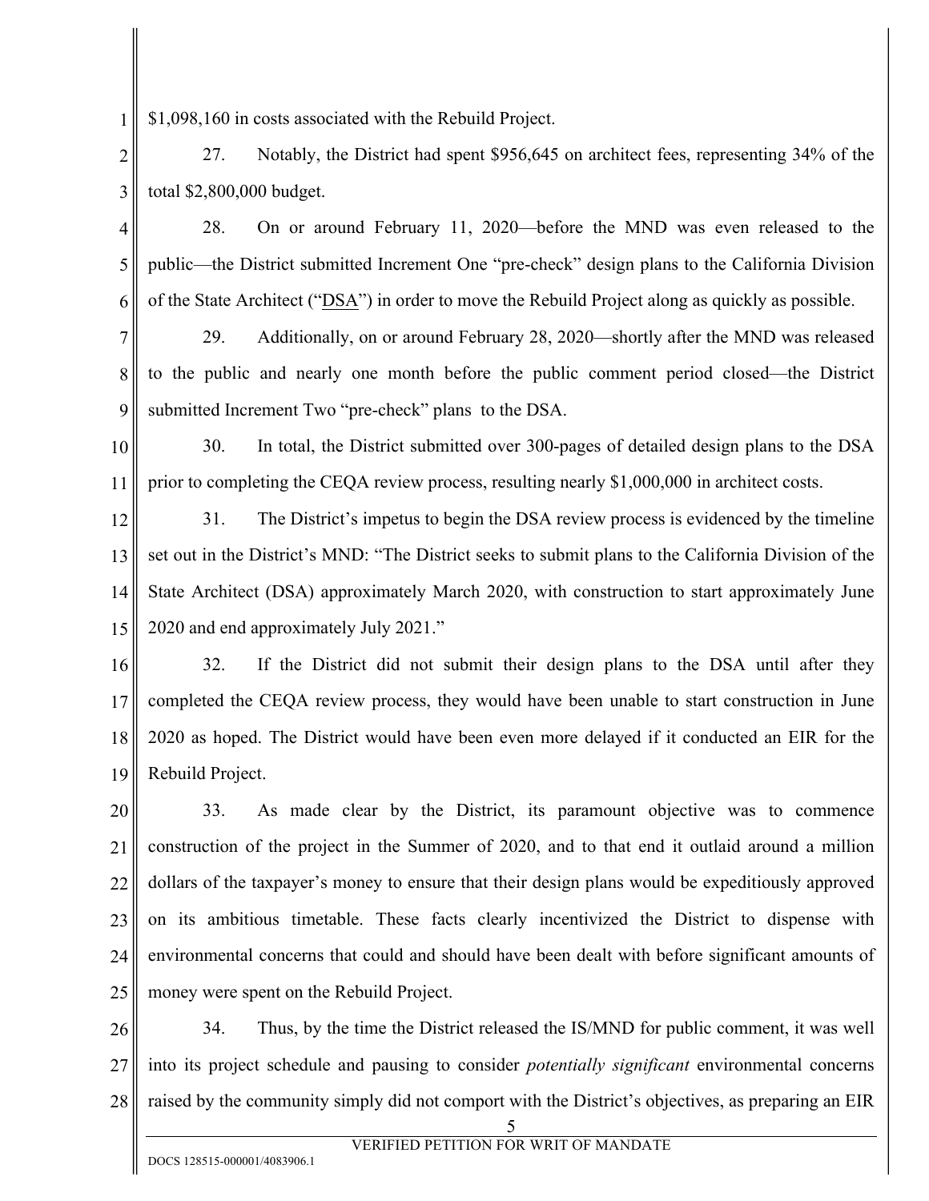$1,098,160 in costs associated with the Rebuild Project.

27. Notably, the District had spent $956,645 on architect fees, representing 34% of the total $2,800,000 budget.

28. On or around February 11, 2020—before the MND was even released to the public—the District submitted Increment One "pre-check" design plans to the California Division of the State Architect ("DSA") in order to move the Rebuild Project along as quickly as possible.

29. Additionally, on or around February 28, 2020—shortly after the MND was released to the public and nearly one month before the public comment period closed—the District submitted Increment Two "pre-check" plans to the DSA.

30. In total, the District submitted over 300-pages of detailed design plans to the DSA prior to completing the CEQA review process, resulting nearly $1,000,000 in architect costs.

31. The District's impetus to begin the DSA review process is evidenced by the timeline set out in the District's MND: "The District seeks to submit plans to the California Division of the State Architect (DSA) approximately March 2020, with construction to start approximately June 2020 and end approximately July 2021."

32. If the District did not submit their design plans to the DSA until after they completed the CEQA review process, they would have been unable to start construction in June 2020 as hoped. The District would have been even more delayed if it conducted an EIR for the Rebuild Project.

33. As made clear by the District, its paramount objective was to commence construction of the project in the Summer of 2020, and to that end it outlaid around a million dollars of the taxpayer's money to ensure that their design plans would be expeditiously approved on its ambitious timetable. These facts clearly incentivized the District to dispense with environmental concerns that could and should have been dealt with before significant amounts of money were spent on the Rebuild Project.

34. Thus, by the time the District released the IS/MND for public comment, it was well into its project schedule and pausing to consider *potentially significant* environmental concerns raised by the community simply did not comport with the District's objectives, as preparing an EIR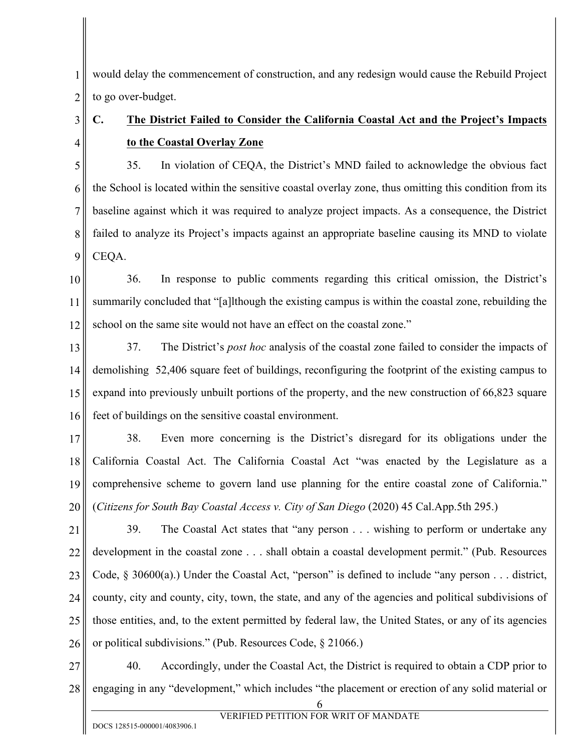would delay the commencement of construction, and any redesign would cause the Rebuild Project to go over-budget.

### C. The District Failed to Consider the California Coastal Act and the Project's Impacts to the Coastal Overlay Zone

35. In violation of CEQA, the District's MND failed to acknowledge the obvious fact the School is located within the sensitive coastal overlay zone, thus omitting this condition from its baseline against which it was required to analyze project impacts. As a consequence, the District failed to analyze its Project's impacts against an appropriate baseline causing its MND to violate CEQA.

36. In response to public comments regarding this critical omission, the District's summarily concluded that "[a]lthough the existing campus is within the coastal zone, rebuilding the school on the same site would not have an effect on the coastal zone."

37. The District's *post hoc* analysis of the coastal zone failed to consider the impacts of demolishing 52,406 square feet of buildings, reconfiguring the footprint of the existing campus to expand into previously unbuilt portions of the property, and the new construction of 66,823 square feet of buildings on the sensitive coastal environment.

38. Even more concerning is the District's disregard for its obligations under the California Coastal Act. The California Coastal Act "was enacted by the Legislature as a comprehensive scheme to govern land use planning for the entire coastal zone of California." (*Citizens for South Bay Coastal Access v. City of San Diego* (2020) 45 Cal.App.5th 295.)

39. The Coastal Act states that "any person . . . wishing to perform or undertake any development in the coastal zone . . . shall obtain a coastal development permit." (Pub. Resources Code, § 30600(a).) Under the Coastal Act, "person" is defined to include "any person . . . district, county, city and county, city, town, the state, and any of the agencies and political subdivisions of those entities, and, to the extent permitted by federal law, the United States, or any of its agencies or political subdivisions." (Pub. Resources Code, § 21066.)

40. Accordingly, under the Coastal Act, the District is required to obtain a CDP prior to engaging in any "development," which includes "the placement or erection of any solid material or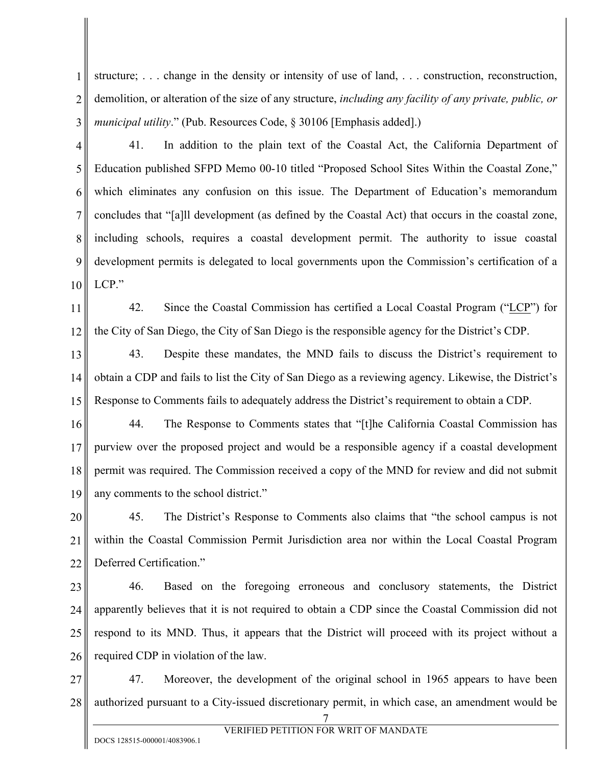structure; . . . change in the density or intensity of use of land, . . . construction, reconstruction, demolition, or alteration of the size of any structure, *including any facility of any private, public, or municipal utility*." (Pub. Resources Code, § 30106 [Emphasis added].)

41. In addition to the plain text of the Coastal Act, the California Department of Education published SFPD Memo 00-10 titled "Proposed School Sites Within the Coastal Zone," which eliminates any confusion on this issue. The Department of Education's memorandum concludes that "[a]ll development (as defined by the Coastal Act) that occurs in the coastal zone, including schools, requires a coastal development permit. The authority to issue coastal development permits is delegated to local governments upon the Commission's certification of a LCP."

42. Since the Coastal Commission has certified a Local Coastal Program ("LCP") for the City of San Diego, the City of San Diego is the responsible agency for the District's CDP.

43. Despite these mandates, the MND fails to discuss the District's requirement to obtain a CDP and fails to list the City of San Diego as a reviewing agency. Likewise, the District's Response to Comments fails to adequately address the District's requirement to obtain a CDP.

44. The Response to Comments states that "[t]he California Coastal Commission has purview over the proposed project and would be a responsible agency if a coastal development permit was required. The Commission received a copy of the MND for review and did not submit any comments to the school district."

45. The District's Response to Comments also claims that "the school campus is not within the Coastal Commission Permit Jurisdiction area nor within the Local Coastal Program Deferred Certification."

46. Based on the foregoing erroneous and conclusory statements, the District apparently believes that it is not required to obtain a CDP since the Coastal Commission did not respond to its MND. Thus, it appears that the District will proceed with its project without a required CDP in violation of the law.

47. Moreover, the development of the original school in 1965 appears to have been authorized pursuant to a City-issued discretionary permit, in which case, an amendment would be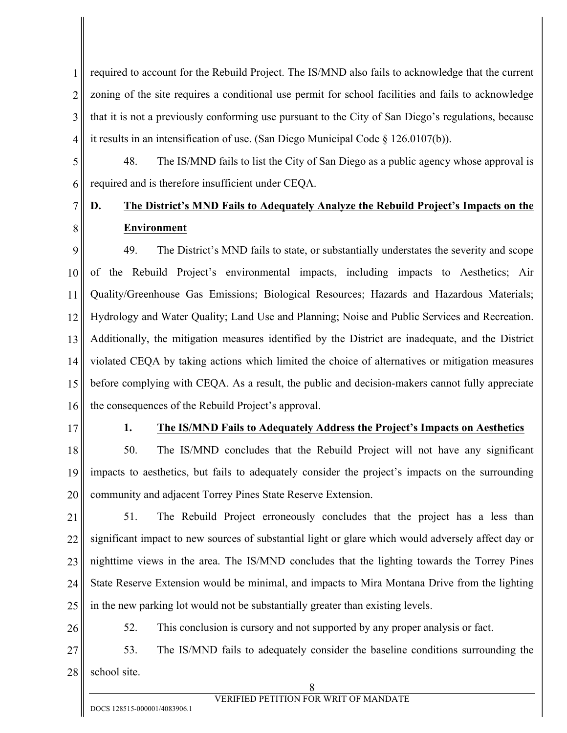required to account for the Rebuild Project. The IS/MND also fails to acknowledge that the current zoning of the site requires a conditional use permit for school facilities and fails to acknowledge that it is not a previously conforming use pursuant to the City of San Diego's regulations, because it results in an intensification of use. (San Diego Municipal Code § 126.0107(b)).

48. The IS/MND fails to list the City of San Diego as a public agency whose approval is required and is therefore insufficient under CEQA.

## D. <u>The District's MND Fails to Adequately Analyze the Rebuild Project's Impacts on the Environment</u>

49. The District's MND fails to state, or substantially understates the severity and scope of the Rebuild Project's environmental impacts, including impacts to Aesthetics; Air Quality/Greenhouse Gas Emissions; Biological Resources; Hazards and Hazardous Materials; Hydrology and Water Quality; Land Use and Planning; Noise and Public Services and Recreation. Additionally, the mitigation measures identified by the District are inadequate, and the District violated CEQA by taking actions which limited the choice of alternatives or mitigation measures before complying with CEQA. As a result, the public and decision-makers cannot fully appreciate the consequences of the Rebuild Project's approval.

### 1. <u>The IS/MND Fails to Adequately Address the Project's Impacts on Aesthetics</u>

50. The IS/MND concludes that the Rebuild Project will not have any significant impacts to aesthetics, but fails to adequately consider the project's impacts on the surrounding community and adjacent Torrey Pines State Reserve Extension.

51. The Rebuild Project erroneously concludes that the project has a less than significant impact to new sources of substantial light or glare which would adversely affect day or nighttime views in the area. The IS/MND concludes that the lighting towards the Torrey Pines State Reserve Extension would be minimal, and impacts to Mira Montana Drive from the lighting in the new parking lot would not be substantially greater than existing levels.

52. This conclusion is cursory and not supported by any proper analysis or fact.

53. The IS/MND fails to adequately consider the baseline conditions surrounding the school site.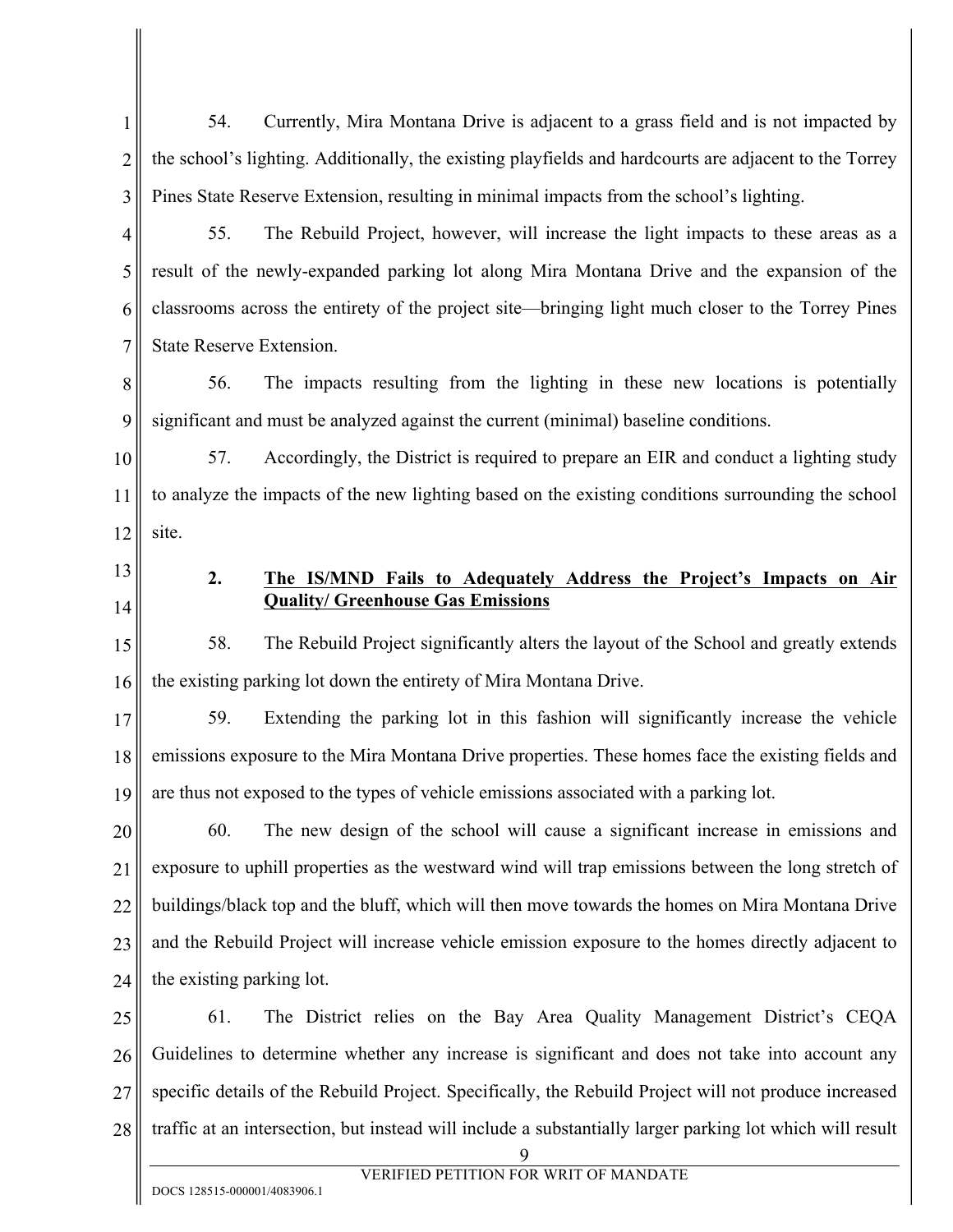54. Currently, Mira Montana Drive is adjacent to a grass field and is not impacted by the school's lighting. Additionally, the existing playfields and hardcourts are adjacent to the Torrey Pines State Reserve Extension, resulting in minimal impacts from the school's lighting.

55. The Rebuild Project, however, will increase the light impacts to these areas as a result of the newly-expanded parking lot along Mira Montana Drive and the expansion of the classrooms across the entirety of the project site—bringing light much closer to the Torrey Pines State Reserve Extension.

56. The impacts resulting from the lighting in these new locations is potentially significant and must be analyzed against the current (minimal) baseline conditions.

57. Accordingly, the District is required to prepare an EIR and conduct a lighting study to analyze the impacts of the new lighting based on the existing conditions surrounding the school site.

### 2. The IS/MND Fails to Adequately Address the Project's Impacts on Air Quality/ Greenhouse Gas Emissions

58. The Rebuild Project significantly alters the layout of the School and greatly extends the existing parking lot down the entirety of Mira Montana Drive.

59. Extending the parking lot in this fashion will significantly increase the vehicle emissions exposure to the Mira Montana Drive properties. These homes face the existing fields and are thus not exposed to the types of vehicle emissions associated with a parking lot.

60. The new design of the school will cause a significant increase in emissions and exposure to uphill properties as the westward wind will trap emissions between the long stretch of buildings/black top and the bluff, which will then move towards the homes on Mira Montana Drive and the Rebuild Project will increase vehicle emission exposure to the homes directly adjacent to the existing parking lot.

61. The District relies on the Bay Area Quality Management District's CEQA Guidelines to determine whether any increase is significant and does not take into account any specific details of the Rebuild Project. Specifically, the Rebuild Project will not produce increased traffic at an intersection, but instead will include a substantially larger parking lot which will result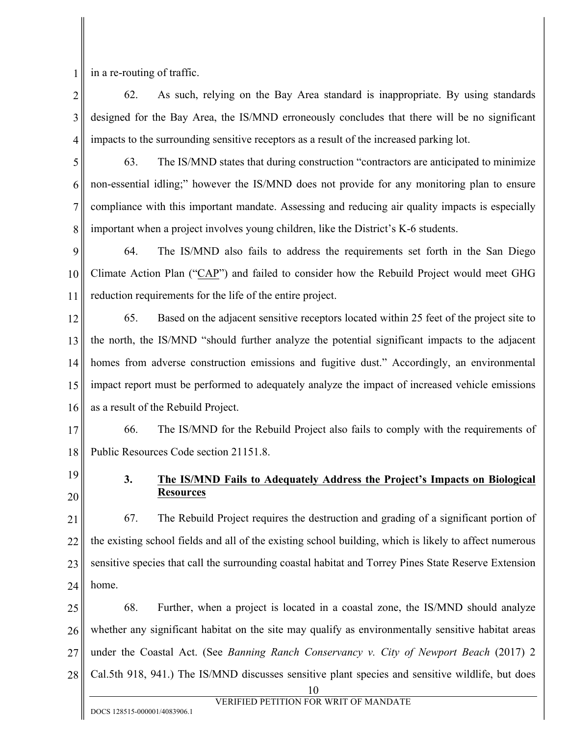in a re-routing of traffic.

62. As such, relying on the Bay Area standard is inappropriate. By using standards designed for the Bay Area, the IS/MND erroneously concludes that there will be no significant impacts to the surrounding sensitive receptors as a result of the increased parking lot.

63. The IS/MND states that during construction "contractors are anticipated to minimize non-essential idling;" however the IS/MND does not provide for any monitoring plan to ensure compliance with this important mandate. Assessing and reducing air quality impacts is especially important when a project involves young children, like the District's K-6 students.

64. The IS/MND also fails to address the requirements set forth in the San Diego Climate Action Plan ("CAP") and failed to consider how the Rebuild Project would meet GHG reduction requirements for the life of the entire project.

65. Based on the adjacent sensitive receptors located within 25 feet of the project site to the north, the IS/MND "should further analyze the potential significant impacts to the adjacent homes from adverse construction emissions and fugitive dust." Accordingly, an environmental impact report must be performed to adequately analyze the impact of increased vehicle emissions as a result of the Rebuild Project.

66. The IS/MND for the Rebuild Project also fails to comply with the requirements of Public Resources Code section 21151.8.

### 3. The IS/MND Fails to Adequately Address the Project's Impacts on Biological Resources

67. The Rebuild Project requires the destruction and grading of a significant portion of the existing school fields and all of the existing school building, which is likely to affect numerous sensitive species that call the surrounding coastal habitat and Torrey Pines State Reserve Extension home.

68. Further, when a project is located in a coastal zone, the IS/MND should analyze whether any significant habitat on the site may qualify as environmentally sensitive habitat areas under the Coastal Act. (See *Banning Ranch Conservancy v. City of Newport Beach* (2017) 2 Cal.5th 918, 941.) The IS/MND discusses sensitive plant species and sensitive wildlife, but does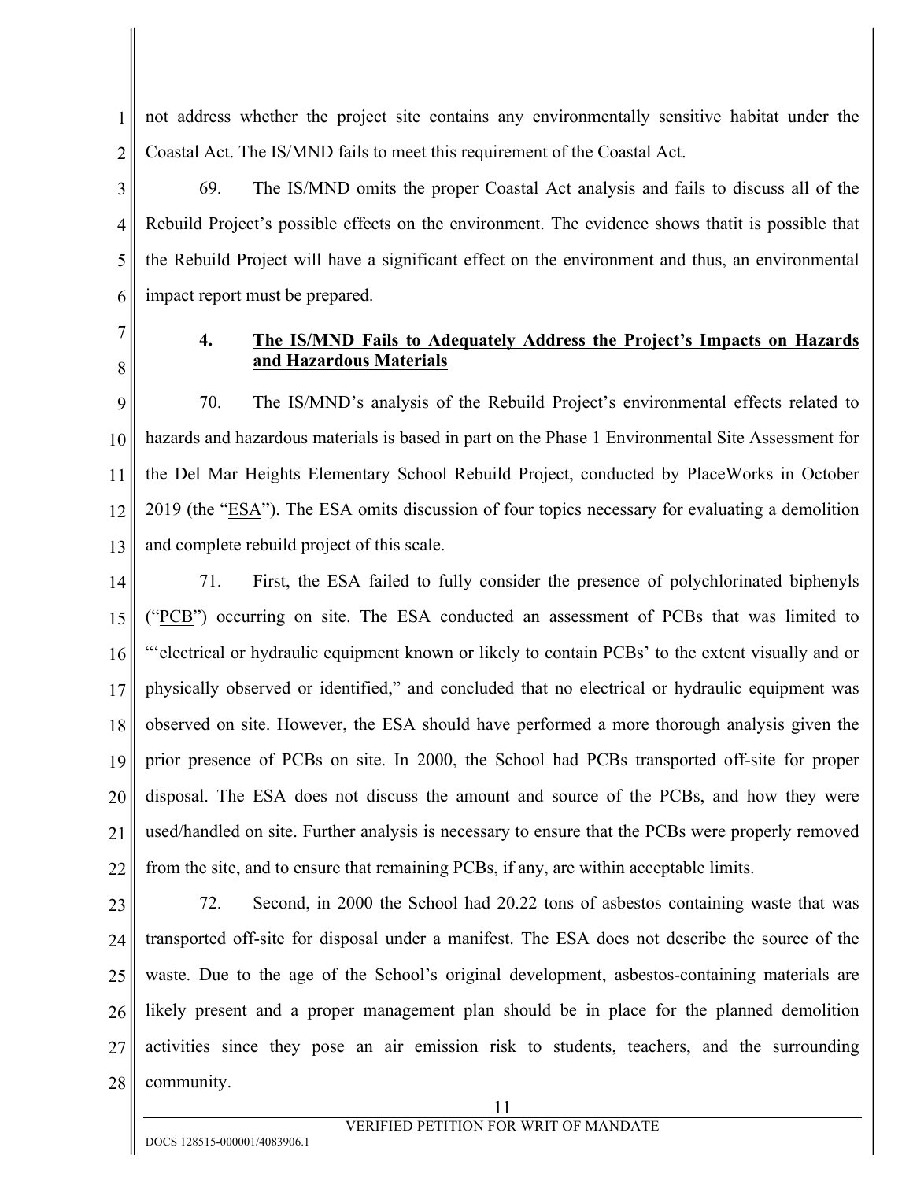not address whether the project site contains any environmentally sensitive habitat under the Coastal Act. The IS/MND fails to meet this requirement of the Coastal Act.

69. The IS/MND omits the proper Coastal Act analysis and fails to discuss all of the Rebuild Project's possible effects on the environment. The evidence shows thatit is possible that the Rebuild Project will have a significant effect on the environment and thus, an environmental impact report must be prepared.

### 4. <u>The IS/MND Fails to Adequately Address the Project's Impacts on Hazards and Hazardous Materials</u>

70. The IS/MND's analysis of the Rebuild Project's environmental effects related to hazards and hazardous materials is based in part on the Phase 1 Environmental Site Assessment for the Del Mar Heights Elementary School Rebuild Project, conducted by PlaceWorks in October 2019 (the "<u>ESA</u>"). The ESA omits discussion of four topics necessary for evaluating a demolition and complete rebuild project of this scale.

71. First, the ESA failed to fully consider the presence of polychlorinated biphenyls ("<u>PCB</u>") occurring on site. The ESA conducted an assessment of PCBs that was limited to "'electrical or hydraulic equipment known or likely to contain PCBs' to the extent visually and or physically observed or identified," and concluded that no electrical or hydraulic equipment was observed on site. However, the ESA should have performed a more thorough analysis given the prior presence of PCBs on site. In 2000, the School had PCBs transported off-site for proper disposal. The ESA does not discuss the amount and source of the PCBs, and how they were used/handled on site. Further analysis is necessary to ensure that the PCBs were properly removed from the site, and to ensure that remaining PCBs, if any, are within acceptable limits.

72. Second, in 2000 the School had 20.22 tons of asbestos containing waste that was transported off-site for disposal under a manifest. The ESA does not describe the source of the waste. Due to the age of the School's original development, asbestos-containing materials are likely present and a proper management plan should be in place for the planned demolition activities since they pose an air emission risk to students, teachers, and the surrounding community.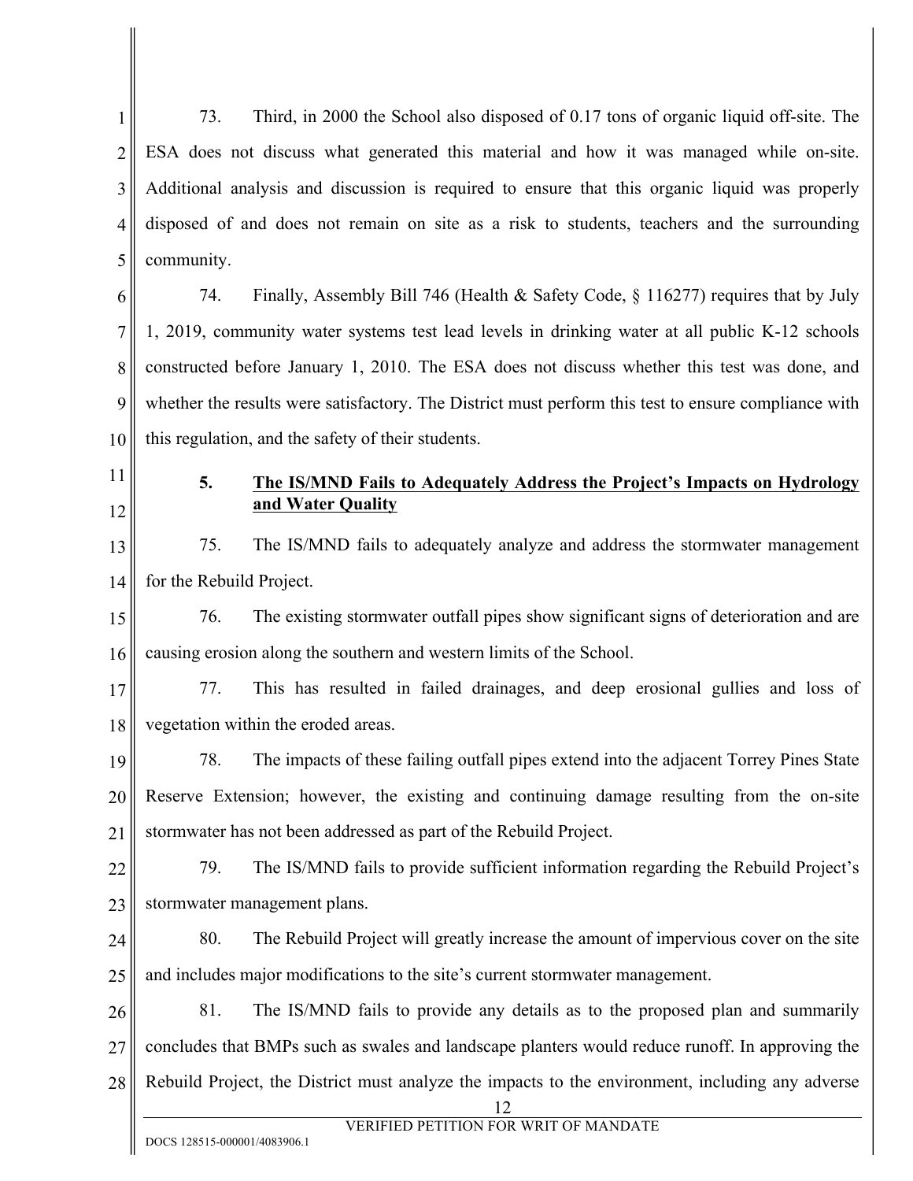73. Third, in 2000 the School also disposed of 0.17 tons of organic liquid off-site. The ESA does not discuss what generated this material and how it was managed while on-site. Additional analysis and discussion is required to ensure that this organic liquid was properly disposed of and does not remain on site as a risk to students, teachers and the surrounding community.

74. Finally, Assembly Bill 746 (Health & Safety Code, § 116277) requires that by July 1, 2019, community water systems test lead levels in drinking water at all public K-12 schools constructed before January 1, 2010. The ESA does not discuss whether this test was done, and whether the results were satisfactory. The District must perform this test to ensure compliance with this regulation, and the safety of their students.

**5. <u>The IS/MND Fails to Adequately Address the Project's Impacts on Hydrology and Water Quality</u>**

75. The IS/MND fails to adequately analyze and address the stormwater management for the Rebuild Project.

76. The existing stormwater outfall pipes show significant signs of deterioration and are causing erosion along the southern and western limits of the School.

77. This has resulted in failed drainages, and deep erosional gullies and loss of vegetation within the eroded areas.

78. The impacts of these failing outfall pipes extend into the adjacent Torrey Pines State Reserve Extension; however, the existing and continuing damage resulting from the on-site stormwater has not been addressed as part of the Rebuild Project.

79. The IS/MND fails to provide sufficient information regarding the Rebuild Project's stormwater management plans.

80. The Rebuild Project will greatly increase the amount of impervious cover on the site and includes major modifications to the site's current stormwater management.

81. The IS/MND fails to provide any details as to the proposed plan and summarily concludes that BMPs such as swales and landscape planters would reduce runoff. In approving the Rebuild Project, the District must analyze the impacts to the environment, including any adverse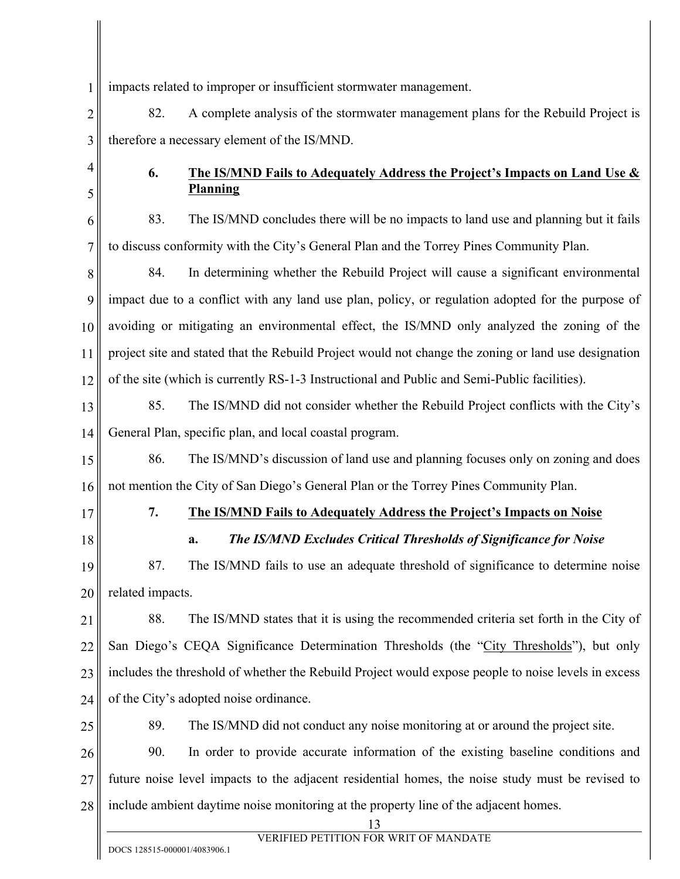impacts related to improper or insufficient stormwater management.

82. A complete analysis of the stormwater management plans for the Rebuild Project is therefore a necessary element of the IS/MND.

### 6. <u>The IS/MND Fails to Adequately Address the Project's Impacts on Land Use & Planning</u>

83. The IS/MND concludes there will be no impacts to land use and planning but it fails to discuss conformity with the City's General Plan and the Torrey Pines Community Plan.

84. In determining whether the Rebuild Project will cause a significant environmental impact due to a conflict with any land use plan, policy, or regulation adopted for the purpose of avoiding or mitigating an environmental effect, the IS/MND only analyzed the zoning of the project site and stated that the Rebuild Project would not change the zoning or land use designation of the site (which is currently RS-1-3 Instructional and Public and Semi-Public facilities).

85. The IS/MND did not consider whether the Rebuild Project conflicts with the City's General Plan, specific plan, and local coastal program.

86. The IS/MND's discussion of land use and planning focuses only on zoning and does not mention the City of San Diego's General Plan or the Torrey Pines Community Plan.

### 7. <u>The IS/MND Fails to Adequately Address the Project's Impacts on Noise</u>

#### a. ***The IS/MND Excludes Critical Thresholds of Significance for Noise***

87. The IS/MND fails to use an adequate threshold of significance to determine noise related impacts.

88. The IS/MND states that it is using the recommended criteria set forth in the City of San Diego's CEQA Significance Determination Thresholds (the "<u>City Thresholds</u>"), but only includes the threshold of whether the Rebuild Project would expose people to noise levels in excess of the City's adopted noise ordinance.

89. The IS/MND did not conduct any noise monitoring at or around the project site.

90. In order to provide accurate information of the existing baseline conditions and future noise level impacts to the adjacent residential homes, the noise study must be revised to include ambient daytime noise monitoring at the property line of the adjacent homes.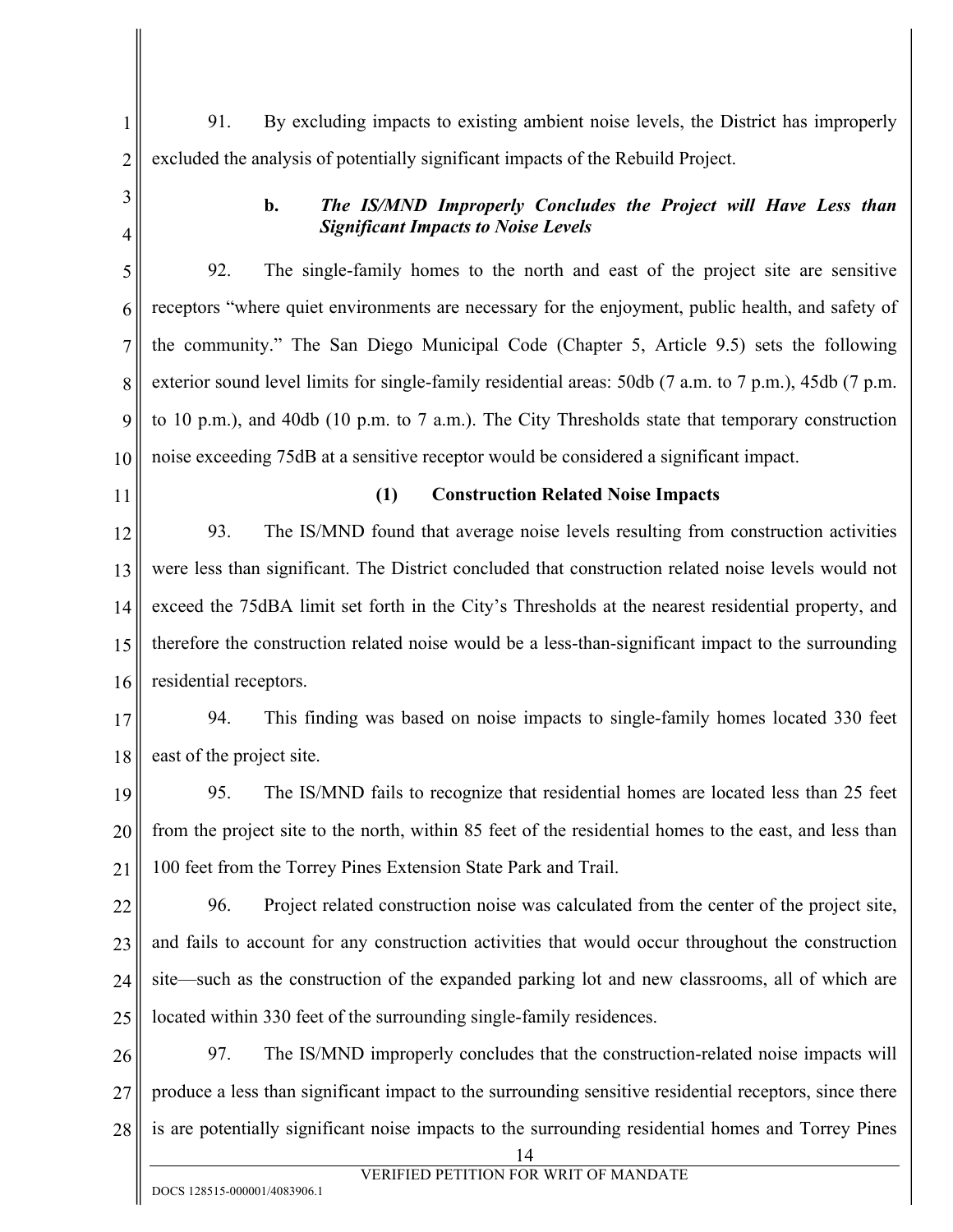91. By excluding impacts to existing ambient noise levels, the District has improperly excluded the analysis of potentially significant impacts of the Rebuild Project.

**b. *The IS/MND Improperly Concludes the Project will Have Less than Significant Impacts to Noise Levels***

92. The single-family homes to the north and east of the project site are sensitive receptors "where quiet environments are necessary for the enjoyment, public health, and safety of the community." The San Diego Municipal Code (Chapter 5, Article 9.5) sets the following exterior sound level limits for single-family residential areas: 50db (7 a.m. to 7 p.m.), 45db (7 p.m. to 10 p.m.), and 40db (10 p.m. to 7 a.m.). The City Thresholds state that temporary construction noise exceeding 75dB at a sensitive receptor would be considered a significant impact.

**(1) Construction Related Noise Impacts**

93. The IS/MND found that average noise levels resulting from construction activities were less than significant. The District concluded that construction related noise levels would not exceed the 75dBA limit set forth in the City's Thresholds at the nearest residential property, and therefore the construction related noise would be a less-than-significant impact to the surrounding residential receptors.

94. This finding was based on noise impacts to single-family homes located 330 feet east of the project site.

95. The IS/MND fails to recognize that residential homes are located less than 25 feet from the project site to the north, within 85 feet of the residential homes to the east, and less than 100 feet from the Torrey Pines Extension State Park and Trail.

96. Project related construction noise was calculated from the center of the project site, and fails to account for any construction activities that would occur throughout the construction site—such as the construction of the expanded parking lot and new classrooms, all of which are located within 330 feet of the surrounding single-family residences.

97. The IS/MND improperly concludes that the construction-related noise impacts will produce a less than significant impact to the surrounding sensitive residential receptors, since there is are potentially significant noise impacts to the surrounding residential homes and Torrey Pines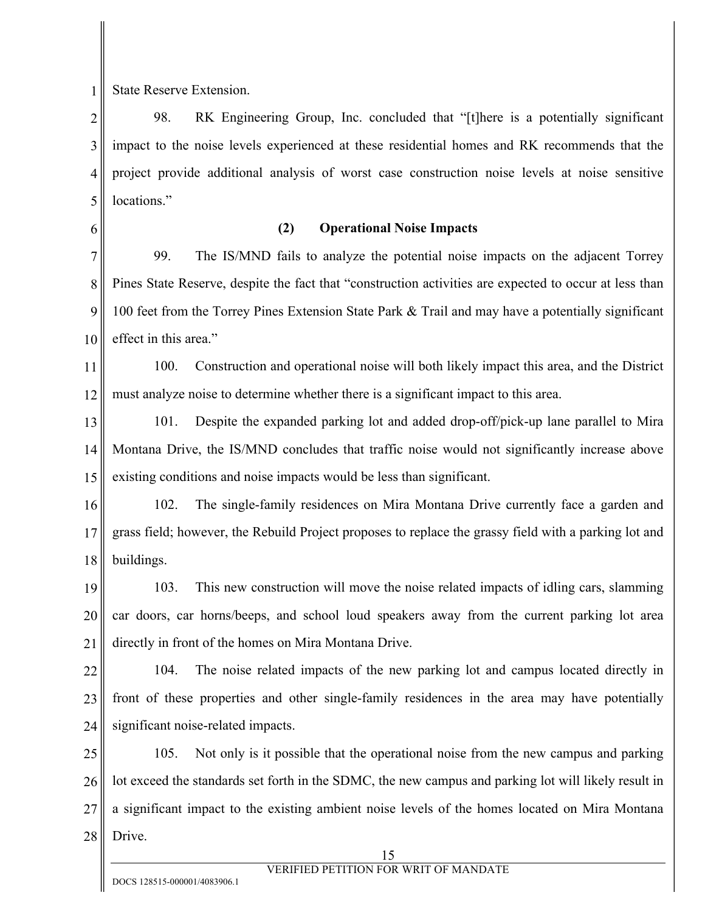State Reserve Extension.

98. RK Engineering Group, Inc. concluded that "[t]here is a potentially significant impact to the noise levels experienced at these residential homes and RK recommends that the project provide additional analysis of worst case construction noise levels at noise sensitive locations."

**(2) Operational Noise Impacts**

99. The IS/MND fails to analyze the potential noise impacts on the adjacent Torrey Pines State Reserve, despite the fact that "construction activities are expected to occur at less than 100 feet from the Torrey Pines Extension State Park & Trail and may have a potentially significant effect in this area."

100. Construction and operational noise will both likely impact this area, and the District must analyze noise to determine whether there is a significant impact to this area.

101. Despite the expanded parking lot and added drop-off/pick-up lane parallel to Mira Montana Drive, the IS/MND concludes that traffic noise would not significantly increase above existing conditions and noise impacts would be less than significant.

102. The single-family residences on Mira Montana Drive currently face a garden and grass field; however, the Rebuild Project proposes to replace the grassy field with a parking lot and buildings.

103. This new construction will move the noise related impacts of idling cars, slamming car doors, car horns/beeps, and school loud speakers away from the current parking lot area directly in front of the homes on Mira Montana Drive.

104. The noise related impacts of the new parking lot and campus located directly in front of these properties and other single-family residences in the area may have potentially significant noise-related impacts.

105. Not only is it possible that the operational noise from the new campus and parking lot exceed the standards set forth in the SDMC, the new campus and parking lot will likely result in a significant impact to the existing ambient noise levels of the homes located on Mira Montana Drive.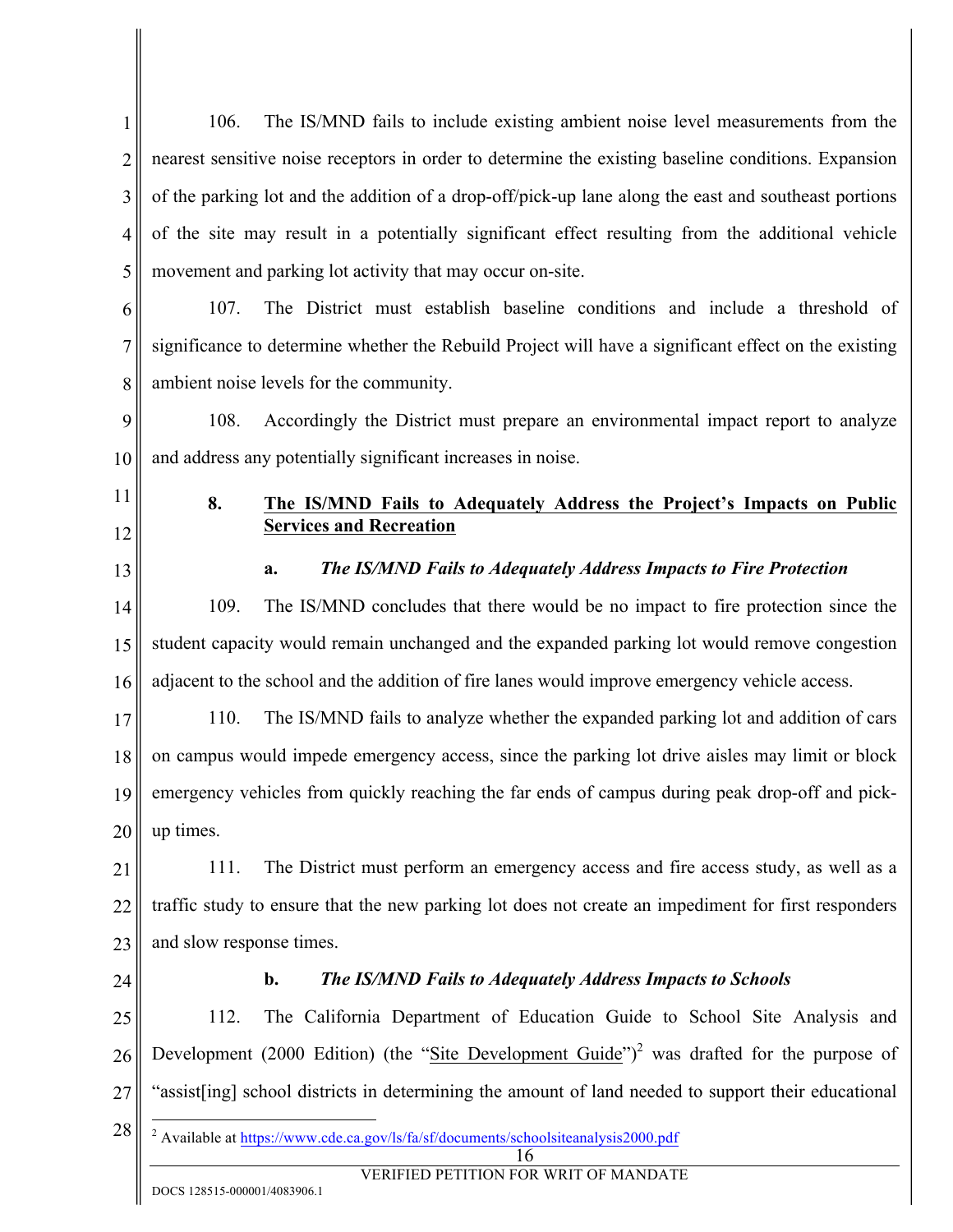106. The IS/MND fails to include existing ambient noise level measurements from the nearest sensitive noise receptors in order to determine the existing baseline conditions. Expansion of the parking lot and the addition of a drop-off/pick-up lane along the east and southeast portions of the site may result in a potentially significant effect resulting from the additional vehicle movement and parking lot activity that may occur on-site.

107. The District must establish baseline conditions and include a threshold of significance to determine whether the Rebuild Project will have a significant effect on the existing ambient noise levels for the community.

108. Accordingly the District must prepare an environmental impact report to analyze and address any potentially significant increases in noise.

### 8. <u>The IS/MND Fails to Adequately Address the Project's Impacts on Public Services and Recreation</u>

#### a. *The IS/MND Fails to Adequately Address Impacts to Fire Protection*

109. The IS/MND concludes that there would be no impact to fire protection since the student capacity would remain unchanged and the expanded parking lot would remove congestion adjacent to the school and the addition of fire lanes would improve emergency vehicle access.

110. The IS/MND fails to analyze whether the expanded parking lot and addition of cars on campus would impede emergency access, since the parking lot drive aisles may limit or block emergency vehicles from quickly reaching the far ends of campus during peak drop-off and pick-up times.

111. The District must perform an emergency access and fire access study, as well as a traffic study to ensure that the new parking lot does not create an impediment for first responders and slow response times.

#### b. *The IS/MND Fails to Adequately Address Impacts to Schools*

112. The California Department of Education Guide to School Site Analysis and Development (2000 Edition) (the "<u>Site Development Guide</u>")[2] was drafted for the purpose of "assist[ing] school districts in determining the amount of land needed to support their educational

---

[2] Available at https://www.cde.ca.gov/ls/fa/sf/documents/schoolsiteanalysis2000.pdf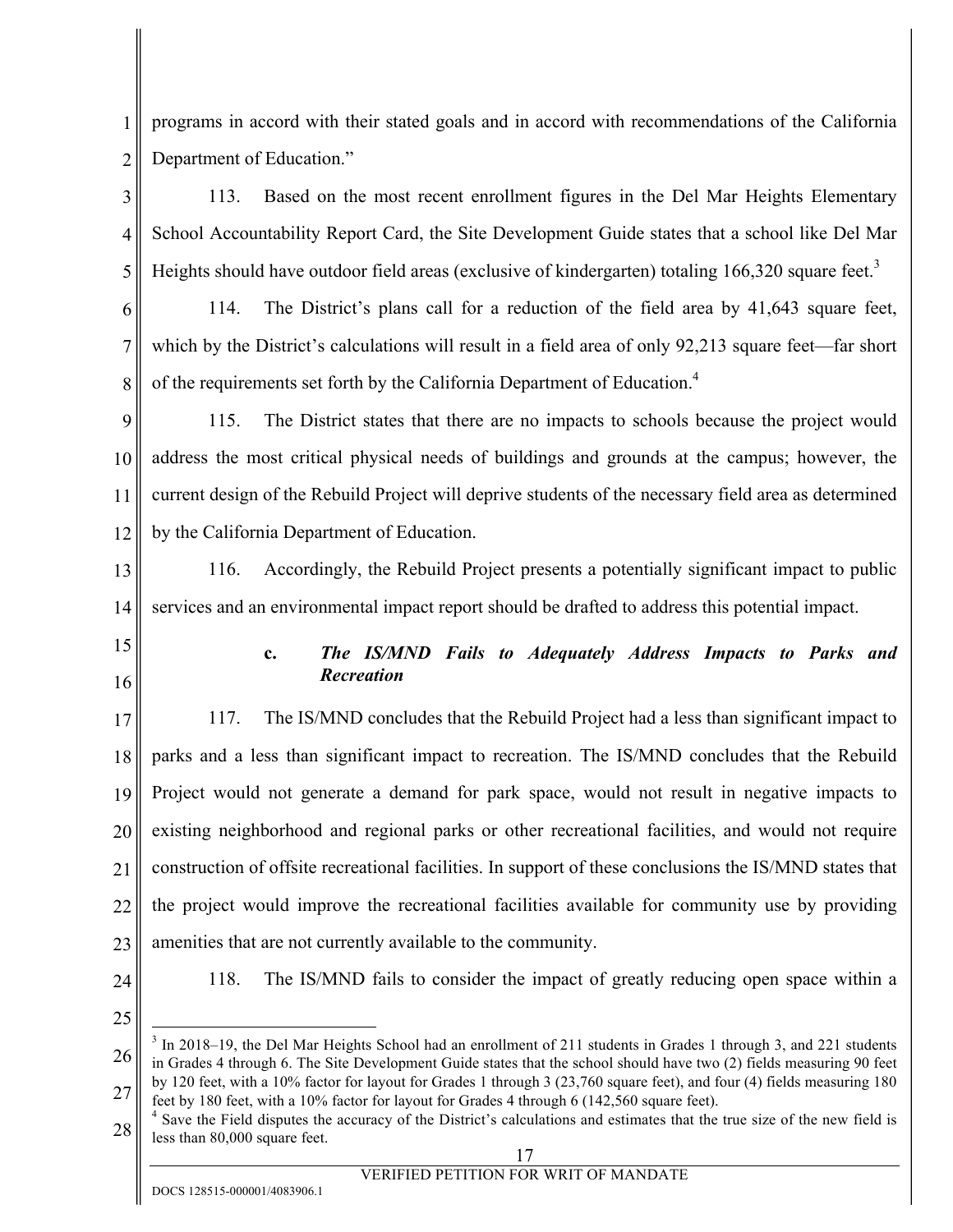programs in accord with their stated goals and in accord with recommendations of the California Department of Education."

113. Based on the most recent enrollment figures in the Del Mar Heights Elementary School Accountability Report Card, the Site Development Guide states that a school like Del Mar Heights should have outdoor field areas (exclusive of kindergarten) totaling 166,320 square feet.[3]

114. The District's plans call for a reduction of the field area by 41,643 square feet, which by the District's calculations will result in a field area of only 92,213 square feet—far short of the requirements set forth by the California Department of Education.[4]

115. The District states that there are no impacts to schools because the project would address the most critical physical needs of buildings and grounds at the campus; however, the current design of the Rebuild Project will deprive students of the necessary field area as determined by the California Department of Education.

116. Accordingly, the Rebuild Project presents a potentially significant impact to public services and an environmental impact report should be drafted to address this potential impact.

**c. *The IS/MND Fails to Adequately Address Impacts to Parks and Recreation***

117. The IS/MND concludes that the Rebuild Project had a less than significant impact to parks and a less than significant impact to recreation. The IS/MND concludes that the Rebuild Project would not generate a demand for park space, would not result in negative impacts to existing neighborhood and regional parks or other recreational facilities, and would not require construction of offsite recreational facilities. In support of these conclusions the IS/MND states that the project would improve the recreational facilities available for community use by providing amenities that are not currently available to the community.

118. The IS/MND fails to consider the impact of greatly reducing open space within a

---

[3] In 2018–19, the Del Mar Heights School had an enrollment of 211 students in Grades 1 through 3, and 221 students in Grades 4 through 6. The Site Development Guide states that the school should have two (2) fields measuring 90 feet by 120 feet, with a 10% factor for layout for Grades 1 through 3 (23,760 square feet), and four (4) fields measuring 180 feet by 180 feet, with a 10% factor for layout for Grades 4 through 6 (142,560 square feet).

[4] Save the Field disputes the accuracy of the District's calculations and estimates that the true size of the new field is less than 80,000 square feet.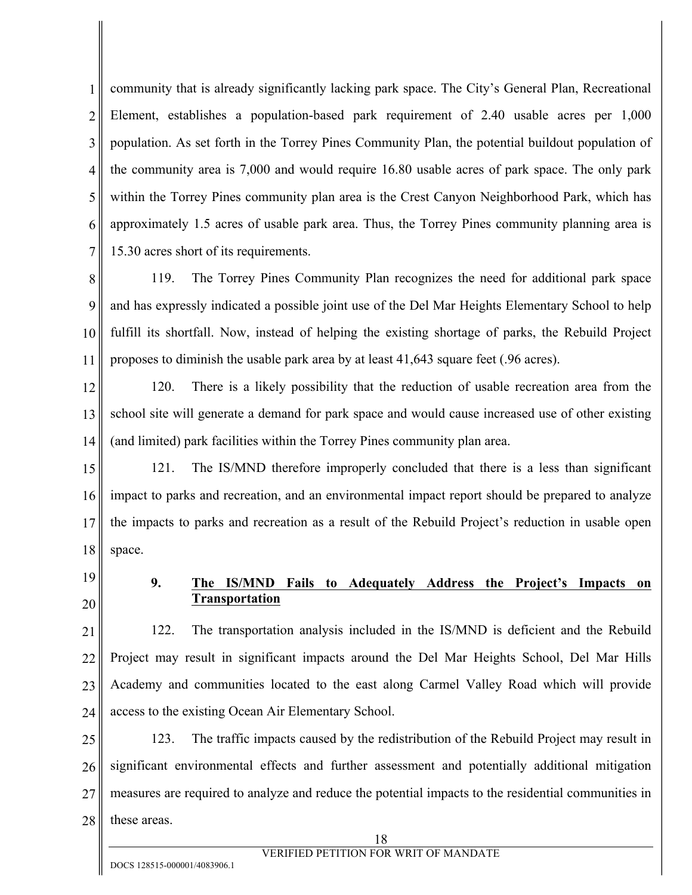community that is already significantly lacking park space. The City's General Plan, Recreational Element, establishes a population-based park requirement of 2.40 usable acres per 1,000 population. As set forth in the Torrey Pines Community Plan, the potential buildout population of the community area is 7,000 and would require 16.80 usable acres of park space. The only park within the Torrey Pines community plan area is the Crest Canyon Neighborhood Park, which has approximately 1.5 acres of usable park area. Thus, the Torrey Pines community planning area is 15.30 acres short of its requirements.

119. The Torrey Pines Community Plan recognizes the need for additional park space and has expressly indicated a possible joint use of the Del Mar Heights Elementary School to help fulfill its shortfall. Now, instead of helping the existing shortage of parks, the Rebuild Project proposes to diminish the usable park area by at least 41,643 square feet (.96 acres).

120. There is a likely possibility that the reduction of usable recreation area from the school site will generate a demand for park space and would cause increased use of other existing (and limited) park facilities within the Torrey Pines community plan area.

121. The IS/MND therefore improperly concluded that there is a less than significant impact to parks and recreation, and an environmental impact report should be prepared to analyze the impacts to parks and recreation as a result of the Rebuild Project's reduction in usable open space.

### 9. <u>The IS/MND Fails to Adequately Address the Project's Impacts on Transportation</u>

122. The transportation analysis included in the IS/MND is deficient and the Rebuild Project may result in significant impacts around the Del Mar Heights School, Del Mar Hills Academy and communities located to the east along Carmel Valley Road which will provide access to the existing Ocean Air Elementary School.

123. The traffic impacts caused by the redistribution of the Rebuild Project may result in significant environmental effects and further assessment and potentially additional mitigation measures are required to analyze and reduce the potential impacts to the residential communities in these areas.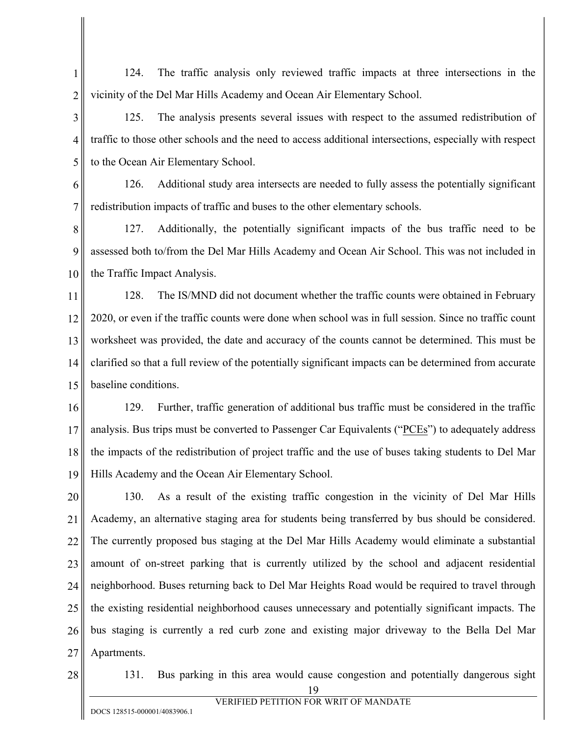124. The traffic analysis only reviewed traffic impacts at three intersections in the vicinity of the Del Mar Hills Academy and Ocean Air Elementary School.

125. The analysis presents several issues with respect to the assumed redistribution of traffic to those other schools and the need to access additional intersections, especially with respect to the Ocean Air Elementary School.

126. Additional study area intersects are needed to fully assess the potentially significant redistribution impacts of traffic and buses to the other elementary schools.

127. Additionally, the potentially significant impacts of the bus traffic need to be assessed both to/from the Del Mar Hills Academy and Ocean Air School. This was not included in the Traffic Impact Analysis.

128. The IS/MND did not document whether the traffic counts were obtained in February 2020, or even if the traffic counts were done when school was in full session. Since no traffic count worksheet was provided, the date and accuracy of the counts cannot be determined. This must be clarified so that a full review of the potentially significant impacts can be determined from accurate baseline conditions.

129. Further, traffic generation of additional bus traffic must be considered in the traffic analysis. Bus trips must be converted to Passenger Car Equivalents ("PCEs") to adequately address the impacts of the redistribution of project traffic and the use of buses taking students to Del Mar Hills Academy and the Ocean Air Elementary School.

130. As a result of the existing traffic congestion in the vicinity of Del Mar Hills Academy, an alternative staging area for students being transferred by bus should be considered. The currently proposed bus staging at the Del Mar Hills Academy would eliminate a substantial amount of on-street parking that is currently utilized by the school and adjacent residential neighborhood. Buses returning back to Del Mar Heights Road would be required to travel through the existing residential neighborhood causes unnecessary and potentially significant impacts. The bus staging is currently a red curb zone and existing major driveway to the Bella Del Mar Apartments.

131. Bus parking in this area would cause congestion and potentially dangerous sight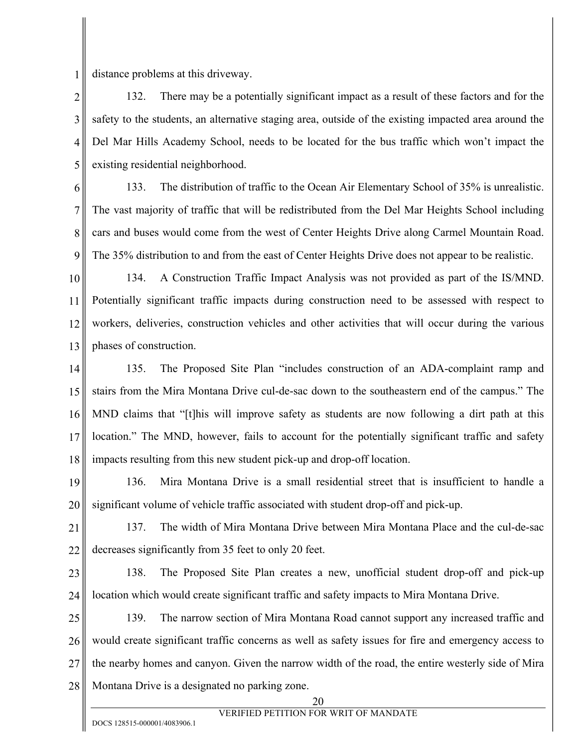distance problems at this driveway.

132. There may be a potentially significant impact as a result of these factors and for the safety to the students, an alternative staging area, outside of the existing impacted area around the Del Mar Hills Academy School, needs to be located for the bus traffic which won't impact the existing residential neighborhood.

133. The distribution of traffic to the Ocean Air Elementary School of 35% is unrealistic. The vast majority of traffic that will be redistributed from the Del Mar Heights School including cars and buses would come from the west of Center Heights Drive along Carmel Mountain Road. The 35% distribution to and from the east of Center Heights Drive does not appear to be realistic.

134. A Construction Traffic Impact Analysis was not provided as part of the IS/MND. Potentially significant traffic impacts during construction need to be assessed with respect to workers, deliveries, construction vehicles and other activities that will occur during the various phases of construction.

135. The Proposed Site Plan "includes construction of an ADA-complaint ramp and stairs from the Mira Montana Drive cul-de-sac down to the southeastern end of the campus." The MND claims that "[t]his will improve safety as students are now following a dirt path at this location." The MND, however, fails to account for the potentially significant traffic and safety impacts resulting from this new student pick-up and drop-off location.

136. Mira Montana Drive is a small residential street that is insufficient to handle a significant volume of vehicle traffic associated with student drop-off and pick-up.

137. The width of Mira Montana Drive between Mira Montana Place and the cul-de-sac decreases significantly from 35 feet to only 20 feet.

138. The Proposed Site Plan creates a new, unofficial student drop-off and pick-up location which would create significant traffic and safety impacts to Mira Montana Drive.

139. The narrow section of Mira Montana Road cannot support any increased traffic and would create significant traffic concerns as well as safety issues for fire and emergency access to the nearby homes and canyon. Given the narrow width of the road, the entire westerly side of Mira Montana Drive is a designated no parking zone.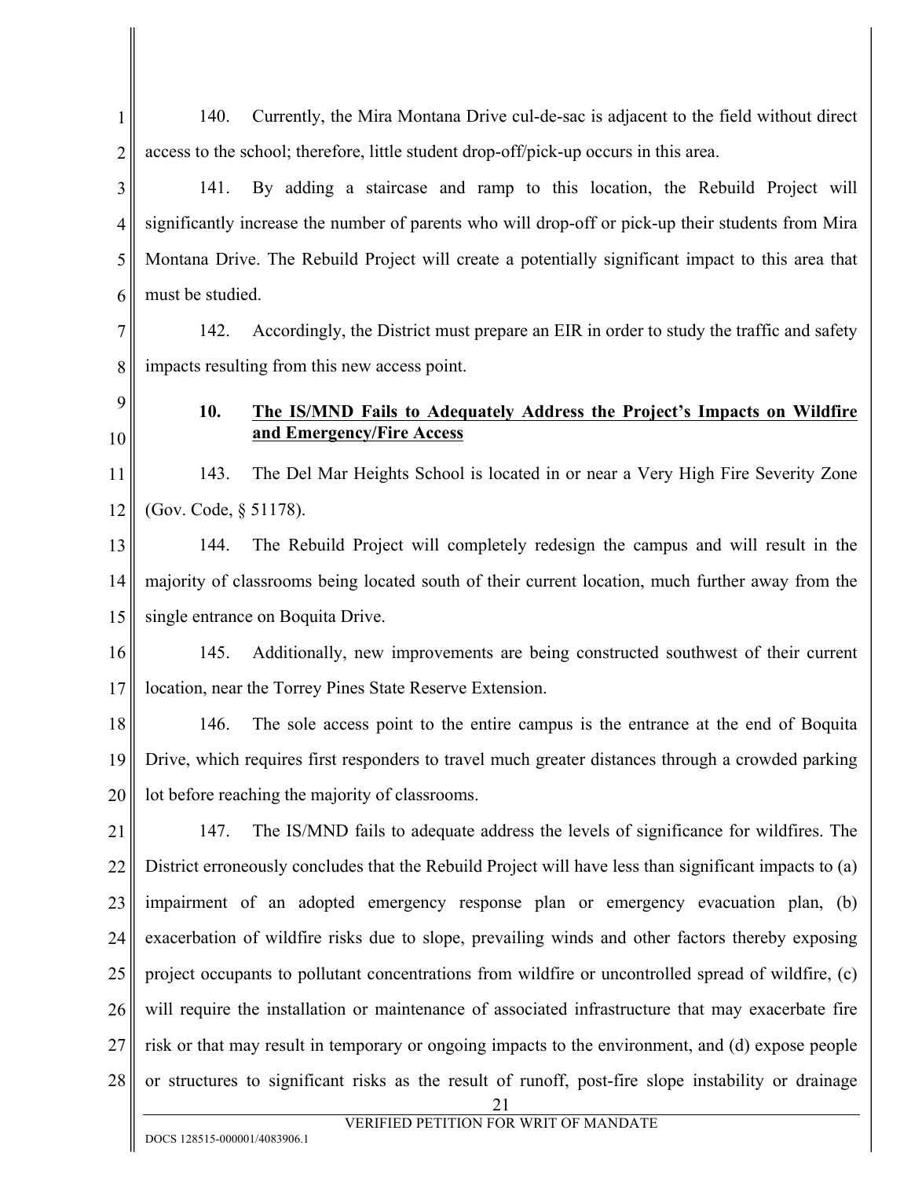140. Currently, the Mira Montana Drive cul-de-sac is adjacent to the field without direct access to the school; therefore, little student drop-off/pick-up occurs in this area.

141. By adding a staircase and ramp to this location, the Rebuild Project will significantly increase the number of parents who will drop-off or pick-up their students from Mira Montana Drive. The Rebuild Project will create a potentially significant impact to this area that must be studied.

142. Accordingly, the District must prepare an EIR in order to study the traffic and safety impacts resulting from this new access point.

### 10. <u>The IS/MND Fails to Adequately Address the Project's Impacts on Wildfire and Emergency/Fire Access</u>

143. The Del Mar Heights School is located in or near a Very High Fire Severity Zone (Gov. Code, § 51178).

144. The Rebuild Project will completely redesign the campus and will result in the majority of classrooms being located south of their current location, much further away from the single entrance on Boquita Drive.

145. Additionally, new improvements are being constructed southwest of their current location, near the Torrey Pines State Reserve Extension.

146. The sole access point to the entire campus is the entrance at the end of Boquita Drive, which requires first responders to travel much greater distances through a crowded parking lot before reaching the majority of classrooms.

147. The IS/MND fails to adequate address the levels of significance for wildfires. The District erroneously concludes that the Rebuild Project will have less than significant impacts to (a) impairment of an adopted emergency response plan or emergency evacuation plan, (b) exacerbation of wildfire risks due to slope, prevailing winds and other factors thereby exposing project occupants to pollutant concentrations from wildfire or uncontrolled spread of wildfire, (c) will require the installation or maintenance of associated infrastructure that may exacerbate fire risk or that may result in temporary or ongoing impacts to the environment, and (d) expose people or structures to significant risks as the result of runoff, post-fire slope instability or drainage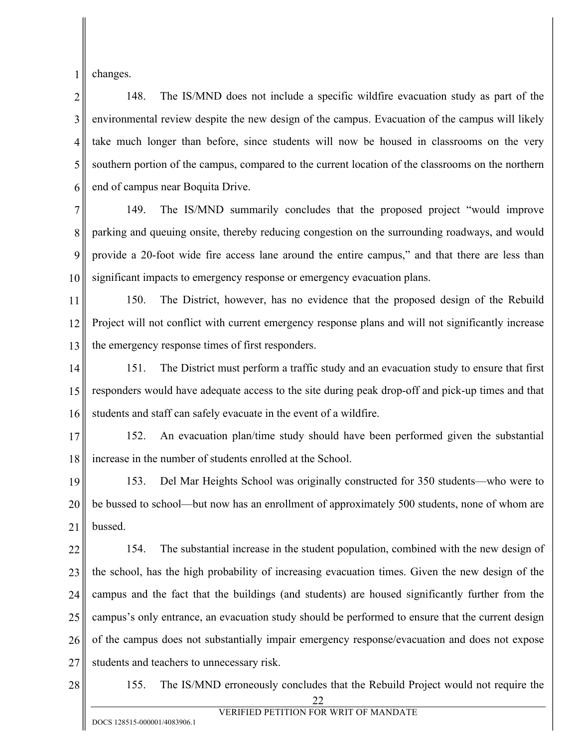changes.

148. The IS/MND does not include a specific wildfire evacuation study as part of the environmental review despite the new design of the campus. Evacuation of the campus will likely take much longer than before, since students will now be housed in classrooms on the very southern portion of the campus, compared to the current location of the classrooms on the northern end of campus near Boquita Drive.

149. The IS/MND summarily concludes that the proposed project "would improve parking and queuing onsite, thereby reducing congestion on the surrounding roadways, and would provide a 20-foot wide fire access lane around the entire campus," and that there are less than significant impacts to emergency response or emergency evacuation plans.

150. The District, however, has no evidence that the proposed design of the Rebuild Project will not conflict with current emergency response plans and will not significantly increase the emergency response times of first responders.

151. The District must perform a traffic study and an evacuation study to ensure that first responders would have adequate access to the site during peak drop-off and pick-up times and that students and staff can safely evacuate in the event of a wildfire.

152. An evacuation plan/time study should have been performed given the substantial increase in the number of students enrolled at the School.

153. Del Mar Heights School was originally constructed for 350 students—who were to be bussed to school—but now has an enrollment of approximately 500 students, none of whom are bussed.

154. The substantial increase in the student population, combined with the new design of the school, has the high probability of increasing evacuation times. Given the new design of the campus and the fact that the buildings (and students) are housed significantly further from the campus's only entrance, an evacuation study should be performed to ensure that the current design of the campus does not substantially impair emergency response/evacuation and does not expose students and teachers to unnecessary risk.

155. The IS/MND erroneously concludes that the Rebuild Project would not require the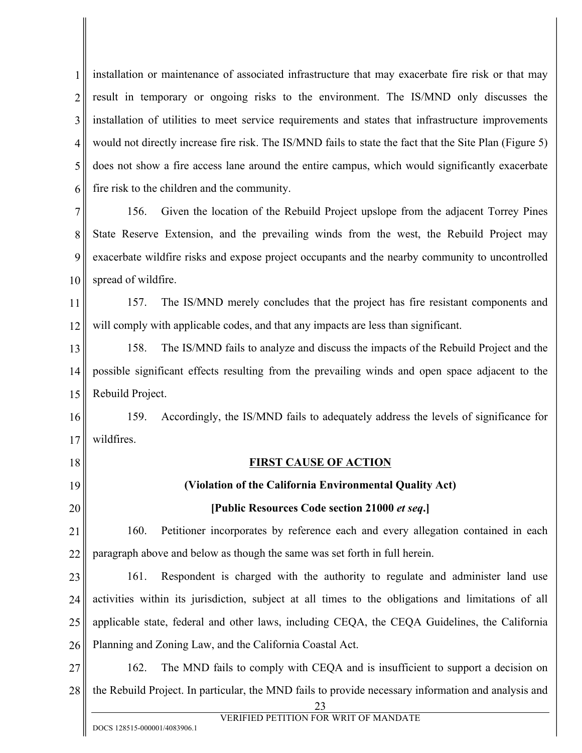installation or maintenance of associated infrastructure that may exacerbate fire risk or that may result in temporary or ongoing risks to the environment. The IS/MND only discusses the installation of utilities to meet service requirements and states that infrastructure improvements would not directly increase fire risk. The IS/MND fails to state the fact that the Site Plan (Figure 5) does not show a fire access lane around the entire campus, which would significantly exacerbate fire risk to the children and the community.

156. Given the location of the Rebuild Project upslope from the adjacent Torrey Pines State Reserve Extension, and the prevailing winds from the west, the Rebuild Project may exacerbate wildfire risks and expose project occupants and the nearby community to uncontrolled spread of wildfire.

157. The IS/MND merely concludes that the project has fire resistant components and will comply with applicable codes, and that any impacts are less than significant.

158. The IS/MND fails to analyze and discuss the impacts of the Rebuild Project and the possible significant effects resulting from the prevailing winds and open space adjacent to the Rebuild Project.

159. Accordingly, the IS/MND fails to adequately address the levels of significance for wildfires.

**FIRST CAUSE OF ACTION**

**(Violation of the California Environmental Quality Act)**

**[Public Resources Code section 21000 *et seq*.]**

160. Petitioner incorporates by reference each and every allegation contained in each paragraph above and below as though the same was set forth in full herein.

161. Respondent is charged with the authority to regulate and administer land use activities within its jurisdiction, subject at all times to the obligations and limitations of all applicable state, federal and other laws, including CEQA, the CEQA Guidelines, the California Planning and Zoning Law, and the California Coastal Act.

162. The MND fails to comply with CEQA and is insufficient to support a decision on the Rebuild Project. In particular, the MND fails to provide necessary information and analysis and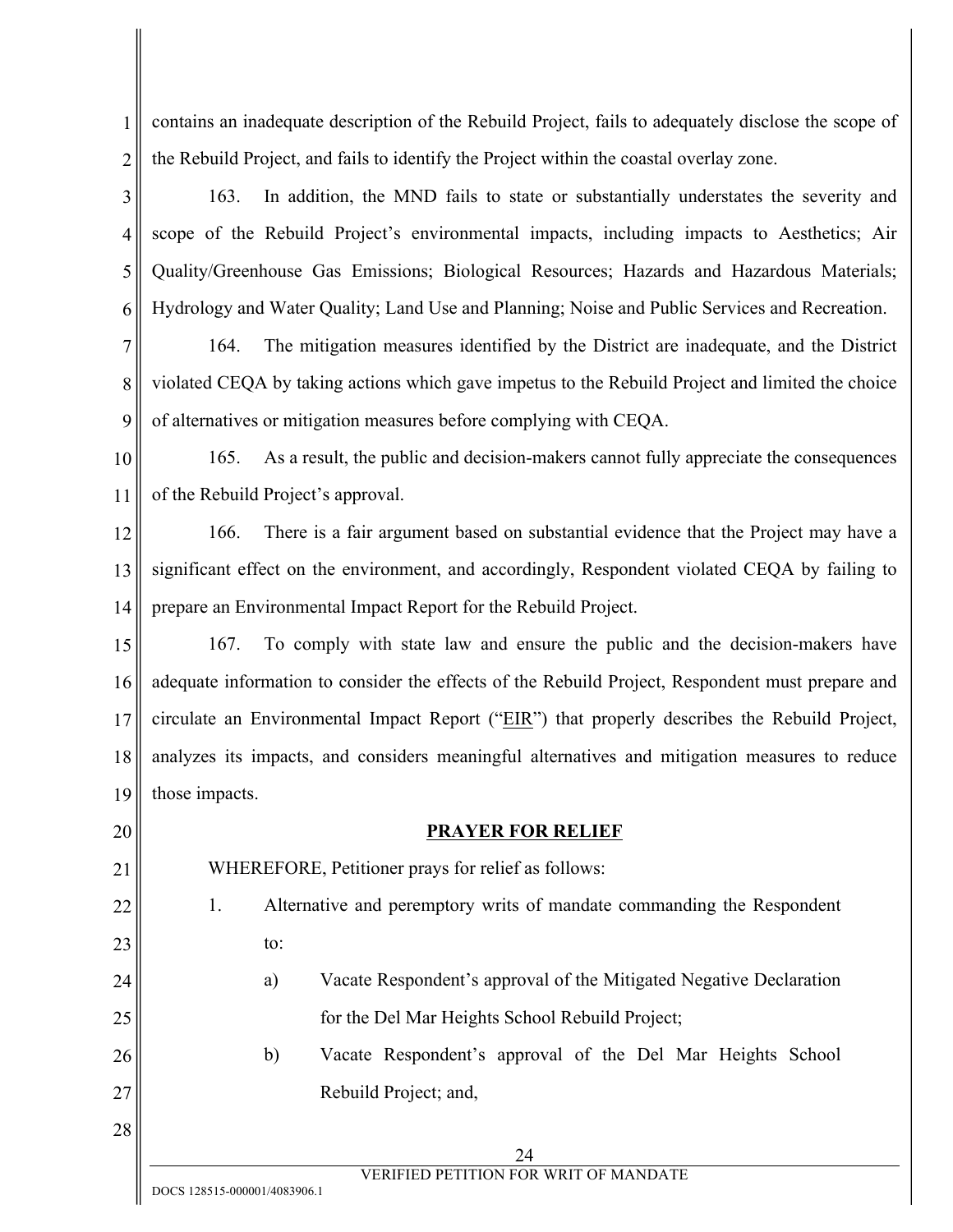contains an inadequate description of the Rebuild Project, fails to adequately disclose the scope of the Rebuild Project, and fails to identify the Project within the coastal overlay zone.

163. In addition, the MND fails to state or substantially understates the severity and scope of the Rebuild Project's environmental impacts, including impacts to Aesthetics; Air Quality/Greenhouse Gas Emissions; Biological Resources; Hazards and Hazardous Materials; Hydrology and Water Quality; Land Use and Planning; Noise and Public Services and Recreation.

164. The mitigation measures identified by the District are inadequate, and the District violated CEQA by taking actions which gave impetus to the Rebuild Project and limited the choice of alternatives or mitigation measures before complying with CEQA.

165. As a result, the public and decision-makers cannot fully appreciate the consequences of the Rebuild Project's approval.

166. There is a fair argument based on substantial evidence that the Project may have a significant effect on the environment, and accordingly, Respondent violated CEQA by failing to prepare an Environmental Impact Report for the Rebuild Project.

167. To comply with state law and ensure the public and the decision-makers have adequate information to consider the effects of the Rebuild Project, Respondent must prepare and circulate an Environmental Impact Report ("EIR") that properly describes the Rebuild Project, analyzes its impacts, and considers meaningful alternatives and mitigation measures to reduce those impacts.

## PRAYER FOR RELIEF

WHEREFORE, Petitioner prays for relief as follows:

1. Alternative and peremptory writs of mandate commanding the Respondent to:

   a) Vacate Respondent's approval of the Mitigated Negative Declaration for the Del Mar Heights School Rebuild Project;

   b) Vacate Respondent's approval of the Del Mar Heights School Rebuild Project; and,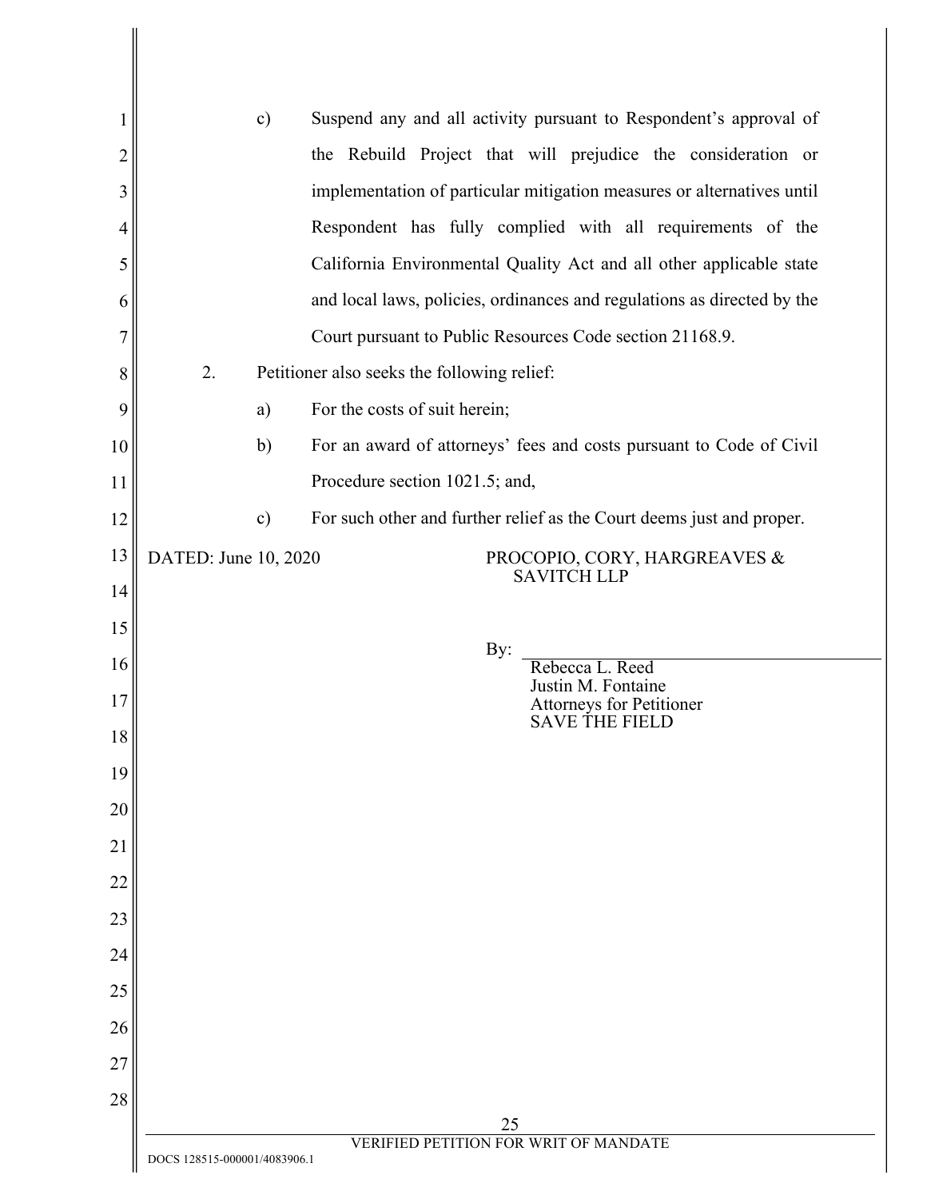c) Suspend any and all activity pursuant to Respondent's approval of the Rebuild Project that will prejudice the consideration or implementation of particular mitigation measures or alternatives until Respondent has fully complied with all requirements of the California Environmental Quality Act and all other applicable state and local laws, policies, ordinances and regulations as directed by the Court pursuant to Public Resources Code section 21168.9.

2. Petitioner also seeks the following relief:

a) For the costs of suit herein;

b) For an award of attorneys' fees and costs pursuant to Code of Civil Procedure section 1021.5; and,

c) For such other and further relief as the Court deems just and proper.

DATED: June 10, 2020

PROCOPIO, CORY, HARGREAVES & SAVITCH LLP

By: ______________________________
Rebecca L. Reed
Justin M. Fontaine
Attorneys for Petitioner
SAVE THE FIELD

VERIFIED PETITION FOR WRIT OF MANDATE

DOCS 128515-000001/4083906.1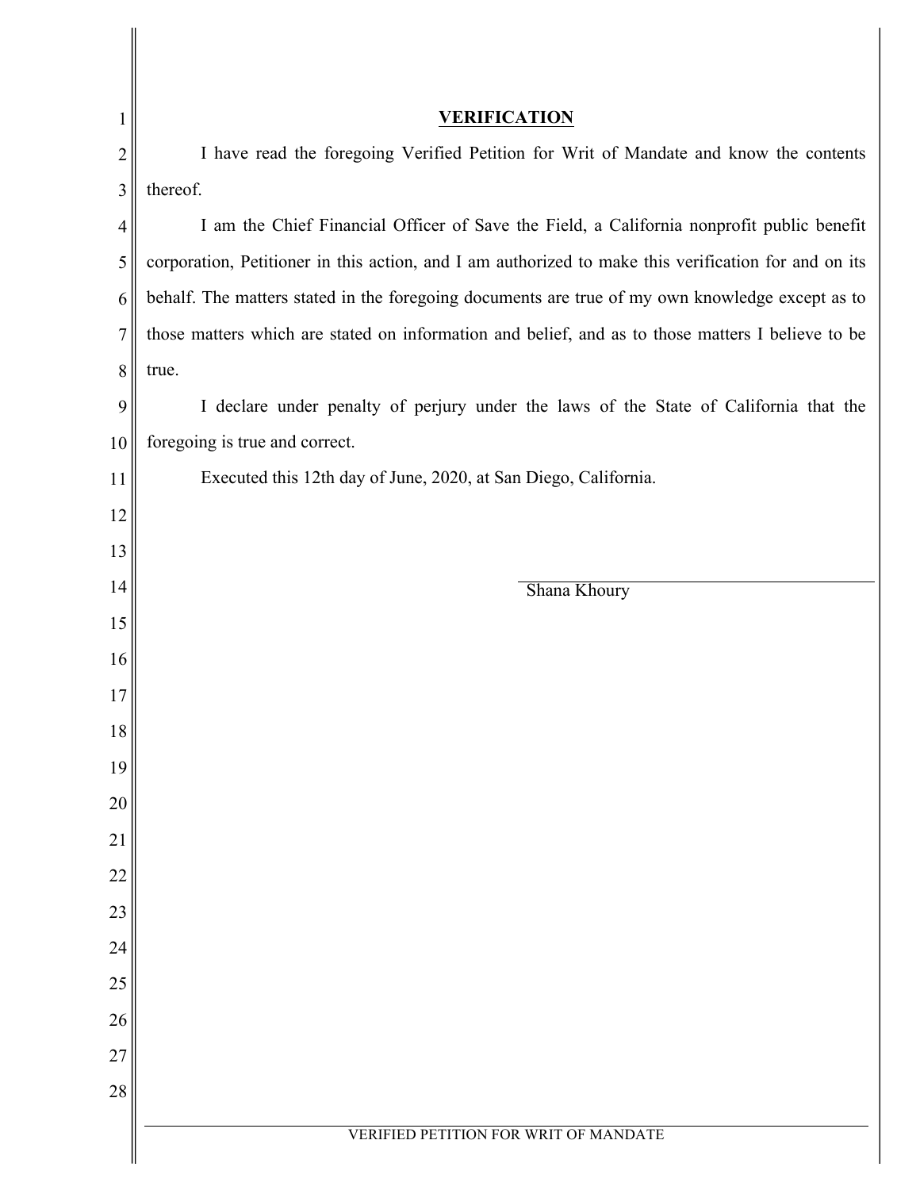## VERIFICATION

I have read the foregoing Verified Petition for Writ of Mandate and know the contents thereof.

I am the Chief Financial Officer of Save the Field, a California nonprofit public benefit corporation, Petitioner in this action, and I am authorized to make this verification for and on its behalf. The matters stated in the foregoing documents are true of my own knowledge except as to those matters which are stated on information and belief, and as to those matters I believe to be true.

I declare under penalty of perjury under the laws of the State of California that the foregoing is true and correct.

Executed this 12th day of June, 2020, at San Diego, California.

\_\_\_\_\_\_\_\_\_\_\_\_\_\_\_\_\_\_\_\_\_\_\_\_\_\_\_\_\_\_\_\_\_\_\_\_\_\_\_\_
Shana Khoury